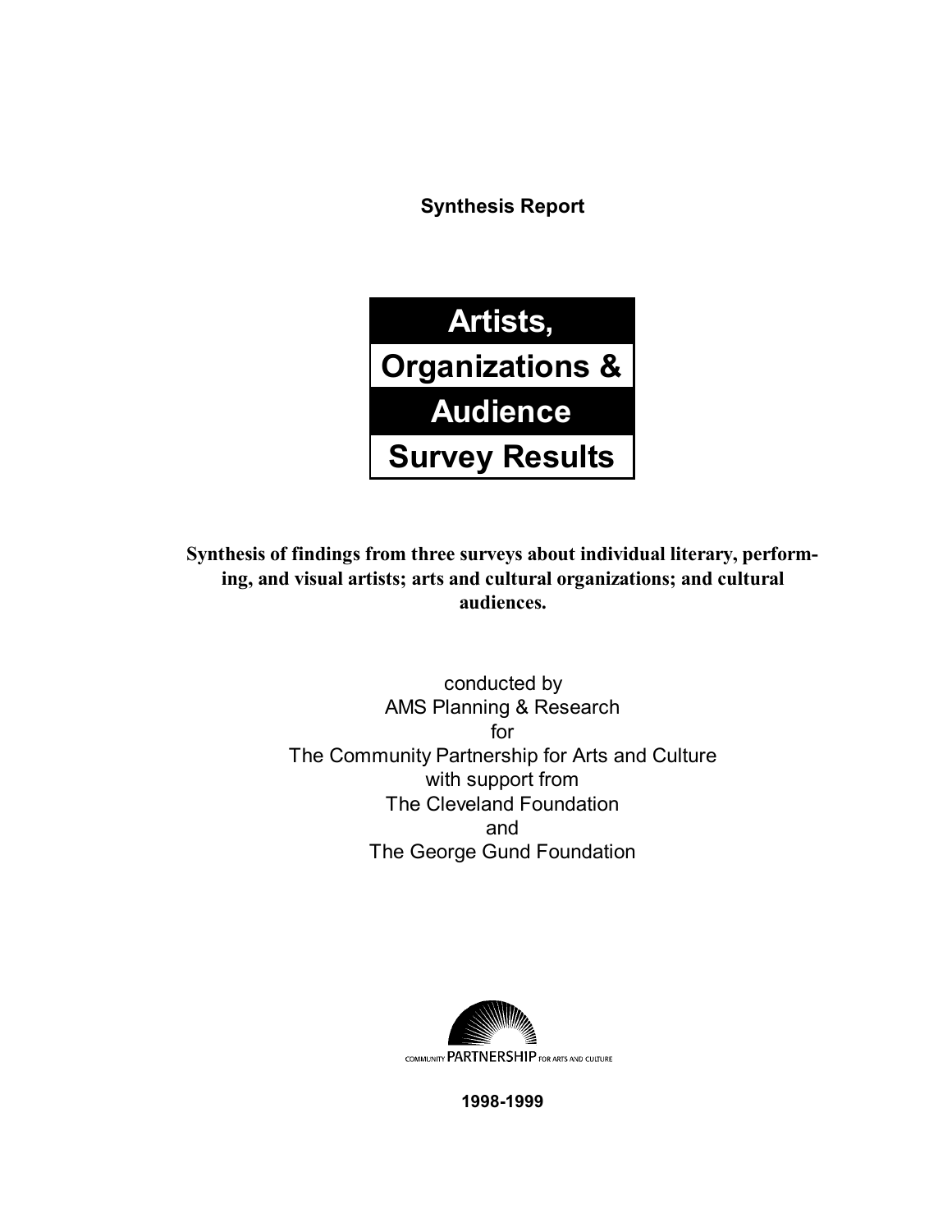**Synthesis Report**

# Artists, Organizations & Audience Survey Results

**Synthesis of findings from three surveys about individual literary, performing, and visual artists; arts and cultural organizations; and cultural audiences.**

conducted by
AMS Planning & Research
for
The Community Partnership for Arts and Culture
with support from
The Cleveland Foundation
and
The George Gund Foundation

COMMUNITY PARTNERSHIP FOR ARTS AND CULTURE

**1998-1999**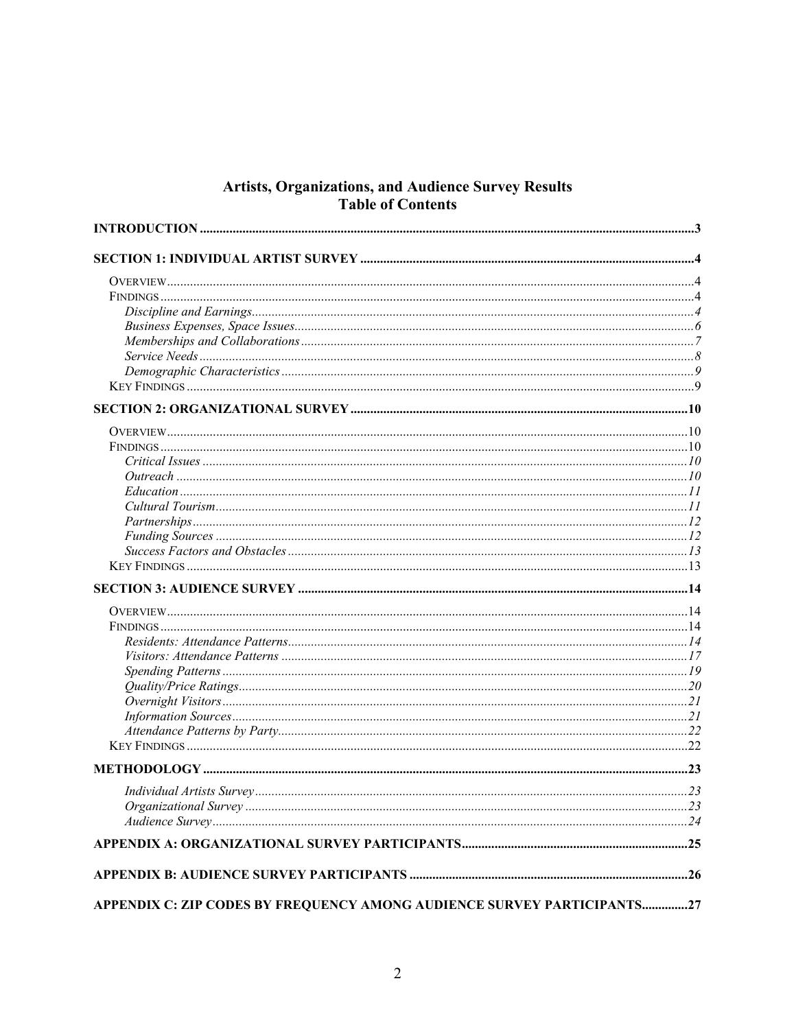# Artists, Organizations, and Audience Survey Results
## Table of Contents

**INTRODUCTION** .......... 3

**SECTION 1: INDIVIDUAL ARTIST SURVEY** .......... 4

- OVERVIEW .......... 4
- FINDINGS .......... 4
  - *Discipline and Earnings* .......... 4
  - *Business Expenses, Space Issues* .......... 6
  - *Memberships and Collaborations* .......... 7
  - *Service Needs* .......... 8
  - *Demographic Characteristics* .......... 9
- KEY FINDINGS .......... 9

**SECTION 2: ORGANIZATIONAL SURVEY** .......... 10

- OVERVIEW .......... 10
- FINDINGS .......... 10
  - *Critical Issues* .......... 10
  - *Outreach* .......... 10
  - *Education* .......... 11
  - *Cultural Tourism* .......... 11
  - *Partnerships* .......... 12
  - *Funding Sources* .......... 12
  - *Success Factors and Obstacles* .......... 13
- KEY FINDINGS .......... 13

**SECTION 3: AUDIENCE SURVEY** .......... 14

- OVERVIEW .......... 14
- FINDINGS .......... 14
  - *Residents: Attendance Patterns* .......... 14
  - *Visitors: Attendance Patterns* .......... 17
  - *Spending Patterns* .......... 19
  - *Quality/Price Ratings* .......... 20
  - *Overnight Visitors* .......... 21
  - *Information Sources* .......... 21
  - *Attendance Patterns by Party* .......... 22
- KEY FINDINGS .......... 22

**METHODOLOGY** .......... 23

- *Individual Artists Survey* .......... 23
- *Organizational Survey* .......... 23
- *Audience Survey* .......... 24

**APPENDIX A: ORGANIZATIONAL SURVEY PARTICIPANTS** .......... 25

**APPENDIX B: AUDIENCE SURVEY PARTICIPANTS** .......... 26

**APPENDIX C: ZIP CODES BY FREQUENCY AMONG AUDIENCE SURVEY PARTICIPANTS** .......... 27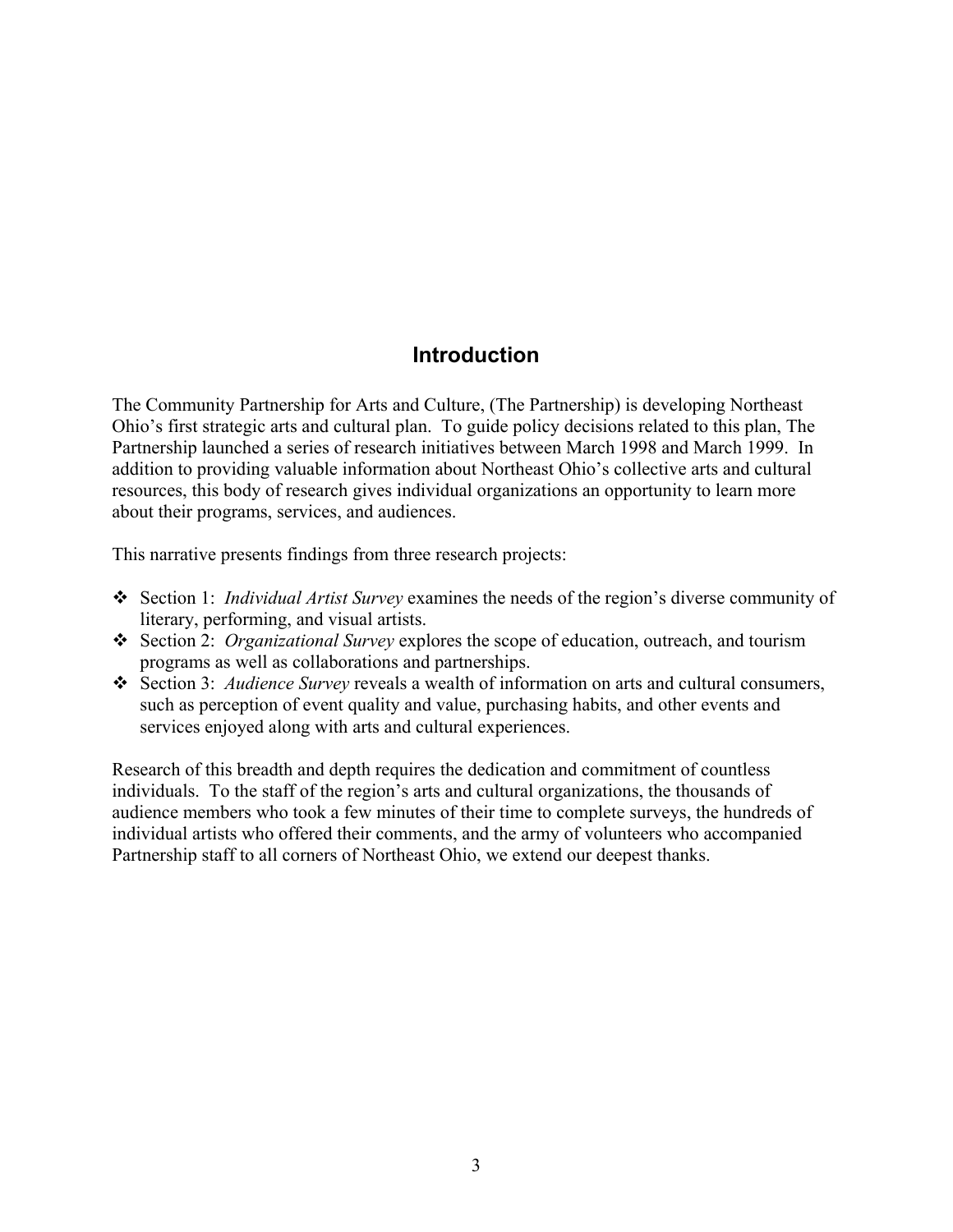# Introduction

The Community Partnership for Arts and Culture, (The Partnership) is developing Northeast Ohio's first strategic arts and cultural plan. To guide policy decisions related to this plan, The Partnership launched a series of research initiatives between March 1998 and March 1999. In addition to providing valuable information about Northeast Ohio's collective arts and cultural resources, this body of research gives individual organizations an opportunity to learn more about their programs, services, and audiences.

This narrative presents findings from three research projects:

- Section 1: *Individual Artist Survey* examines the needs of the region's diverse community of literary, performing, and visual artists.
- Section 2: *Organizational Survey* explores the scope of education, outreach, and tourism programs as well as collaborations and partnerships.
- Section 3: *Audience Survey* reveals a wealth of information on arts and cultural consumers, such as perception of event quality and value, purchasing habits, and other events and services enjoyed along with arts and cultural experiences.

Research of this breadth and depth requires the dedication and commitment of countless individuals. To the staff of the region's arts and cultural organizations, the thousands of audience members who took a few minutes of their time to complete surveys, the hundreds of individual artists who offered their comments, and the army of volunteers who accompanied Partnership staff to all corners of Northeast Ohio, we extend our deepest thanks.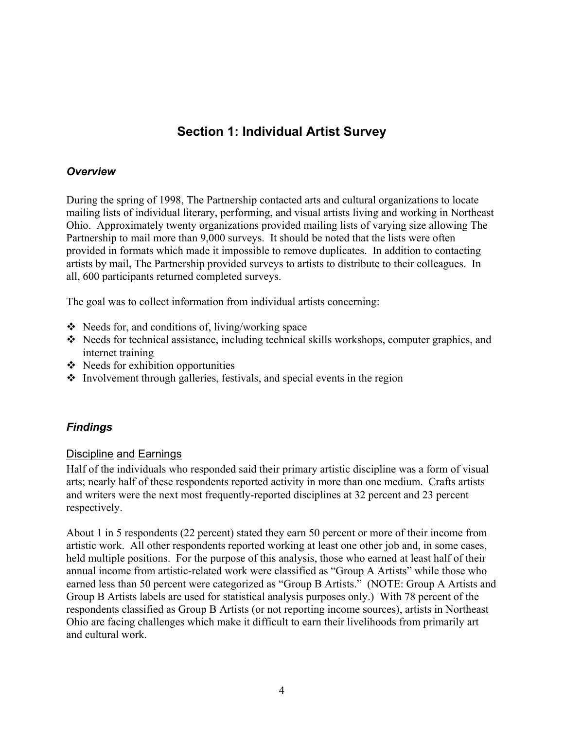## Section 1: Individual Artist Survey

### *Overview*

During the spring of 1998, The Partnership contacted arts and cultural organizations to locate mailing lists of individual literary, performing, and visual artists living and working in Northeast Ohio. Approximately twenty organizations provided mailing lists of varying size allowing The Partnership to mail more than 9,000 surveys. It should be noted that the lists were often provided in formats which made it impossible to remove duplicates. In addition to contacting artists by mail, The Partnership provided surveys to artists to distribute to their colleagues. In all, 600 participants returned completed surveys.

The goal was to collect information from individual artists concerning:

- Needs for, and conditions of, living/working space
- Needs for technical assistance, including technical skills workshops, computer graphics, and internet training
- Needs for exhibition opportunities
- Involvement through galleries, festivals, and special events in the region

### *Findings*

#### Discipline and Earnings

Half of the individuals who responded said their primary artistic discipline was a form of visual arts; nearly half of these respondents reported activity in more than one medium. Crafts artists and writers were the next most frequently-reported disciplines at 32 percent and 23 percent respectively.

About 1 in 5 respondents (22 percent) stated they earn 50 percent or more of their income from artistic work. All other respondents reported working at least one other job and, in some cases, held multiple positions. For the purpose of this analysis, those who earned at least half of their annual income from artistic-related work were classified as "Group A Artists" while those who earned less than 50 percent were categorized as "Group B Artists." (NOTE: Group A Artists and Group B Artists labels are used for statistical analysis purposes only.) With 78 percent of the respondents classified as Group B Artists (or not reporting income sources), artists in Northeast Ohio are facing challenges which make it difficult to earn their livelihoods from primarily art and cultural work.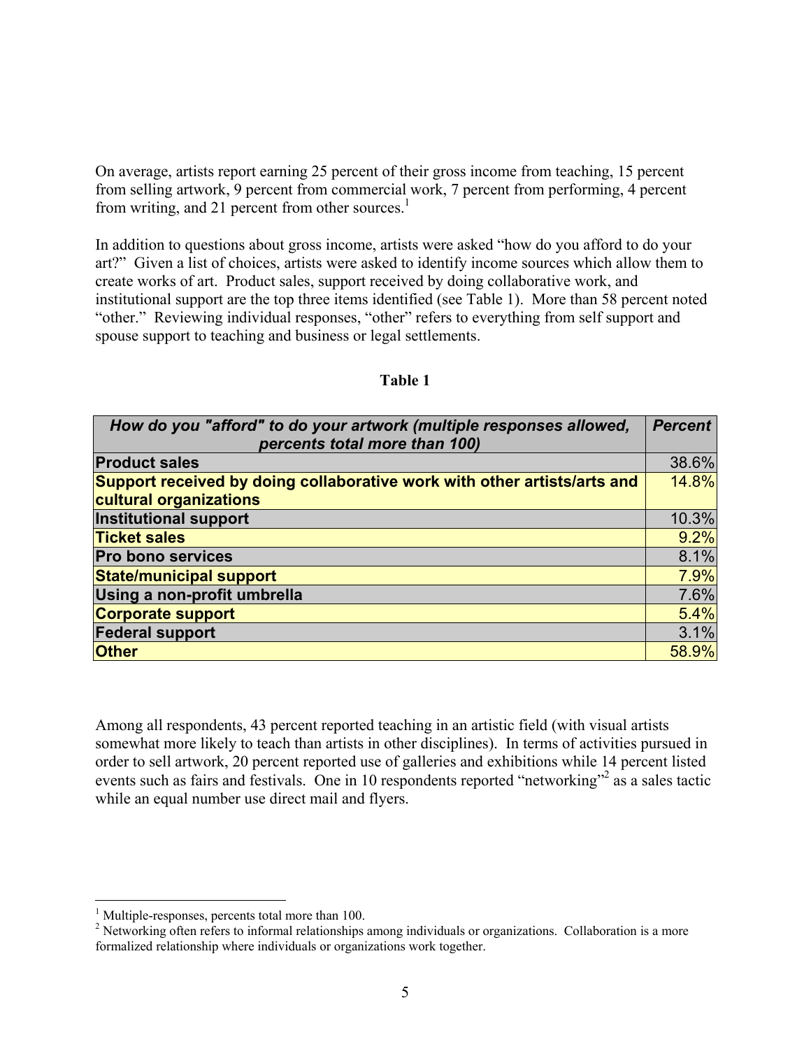On average, artists report earning 25 percent of their gross income from teaching, 15 percent from selling artwork, 9 percent from commercial work, 7 percent from performing, 4 percent from writing, and 21 percent from other sources.[1]

In addition to questions about gross income, artists were asked "how do you afford to do your art?" Given a list of choices, artists were asked to identify income sources which allow them to create works of art. Product sales, support received by doing collaborative work, and institutional support are the top three items identified (see Table 1). More than 58 percent noted "other." Reviewing individual responses, "other" refers to everything from self support and spouse support to teaching and business or legal settlements.

**Table 1**

| ***How do you "afford" to do your artwork (multiple responses allowed, percents total more than 100)*** | ***Percent*** |
|---|---|
| **Product sales** | 38.6% |
| **Support received by doing collaborative work with other artists/arts and cultural organizations** | 14.8% |
| **Institutional support** | 10.3% |
| **Ticket sales** | 9.2% |
| **Pro bono services** | 8.1% |
| **State/municipal support** | 7.9% |
| **Using a non-profit umbrella** | 7.6% |
| **Corporate support** | 5.4% |
| **Federal support** | 3.1% |
| **Other** | 58.9% |

Among all respondents, 43 percent reported teaching in an artistic field (with visual artists somewhat more likely to teach than artists in other disciplines). In terms of activities pursued in order to sell artwork, 20 percent reported use of galleries and exhibitions while 14 percent listed events such as fairs and festivals. One in 10 respondents reported "networking"[2] as a sales tactic while an equal number use direct mail and flyers.

---

[1] Multiple-responses, percents total more than 100.

[2] Networking often refers to informal relationships among individuals or organizations. Collaboration is a more formalized relationship where individuals or organizations work together.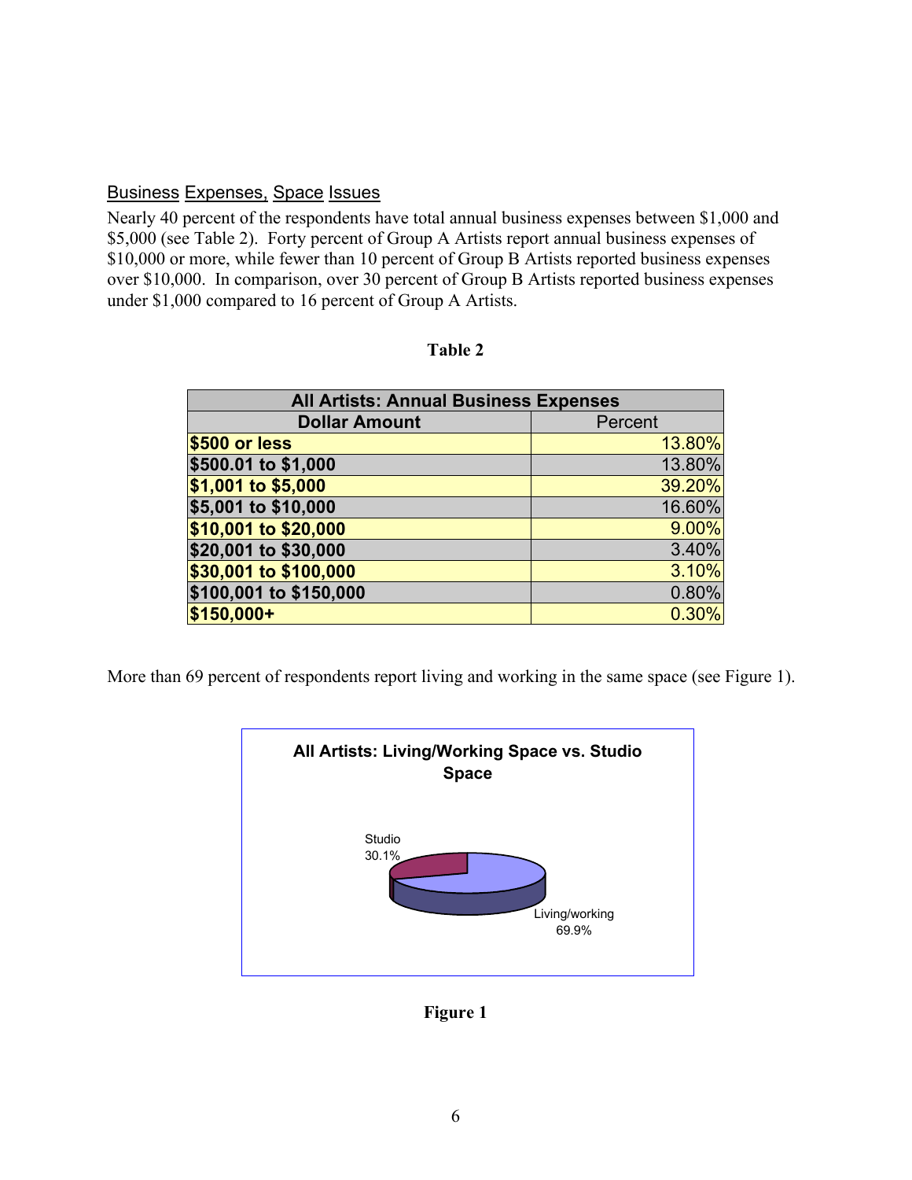## Business Expenses, Space Issues

Nearly 40 percent of the respondents have total annual business expenses between $1,000 and $5,000 (see Table 2). Forty percent of Group A Artists report annual business expenses of $10,000 or more, while fewer than 10 percent of Group B Artists reported business expenses over $10,000. In comparison, over 30 percent of Group B Artists reported business expenses under $1,000 compared to 16 percent of Group A Artists.

**Table 2**

| All Artists: Annual Business Expenses | |
|---|---|
| **Dollar Amount** | Percent |
| **$500 or less** | 13.80% |
| **$500.01 to $1,000** | 13.80% |
| **$1,001 to $5,000** | 39.20% |
| **$5,001 to $10,000** | 16.60% |
| **$10,001 to $20,000** | 9.00% |
| **$20,001 to $30,000** | 3.40% |
| **$30,001 to $100,000** | 3.10% |
| **$100,001 to $150,000** | 0.80% |
| **$150,000+** | 0.30% |

More than 69 percent of respondents report living and working in the same space (see Figure 1).

**All Artists: Living/Working Space vs. Studio Space**

Studio 30.1%

Living/working 69.9%

**Figure 1**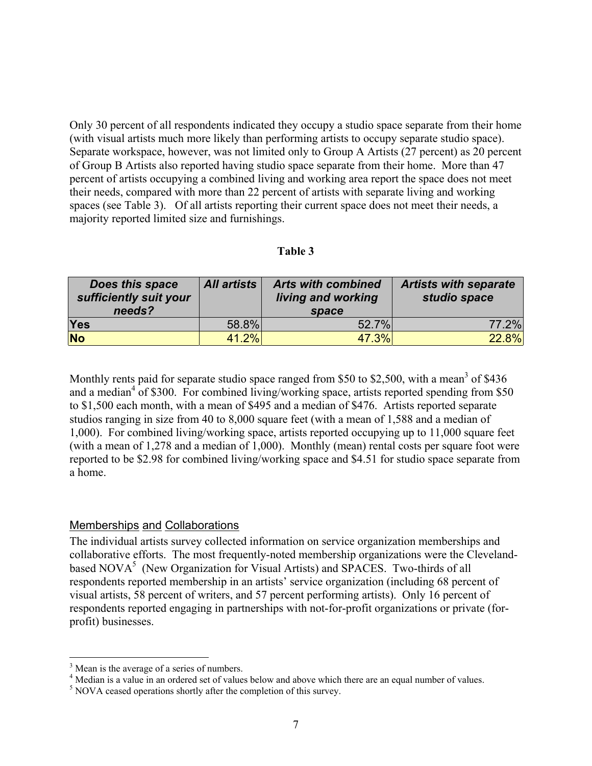Only 30 percent of all respondents indicated they occupy a studio space separate from their home (with visual artists much more likely than performing artists to occupy separate studio space). Separate workspace, however, was not limited only to Group A Artists (27 percent) as 20 percent of Group B Artists also reported having studio space separate from their home. More than 47 percent of artists occupying a combined living and working area report the space does not meet their needs, compared with more than 22 percent of artists with separate living and working spaces (see Table 3). Of all artists reporting their current space does not meet their needs, a majority reported limited size and furnishings.

**Table 3**

| *Does this space sufficiently suit your needs?* | *All artists* | *Arts with combined living and working space* | *Artists with separate studio space* |
|---|---|---|---|
| **Yes** | 58.8% | 52.7% | 77.2% |
| **No** | 41.2% | 47.3% | 22.8% |

Monthly rents paid for separate studio space ranged from \$50 to \$2,500, with a mean[3] of \$436 and a median[4] of \$300. For combined living/working space, artists reported spending from \$50 to \$1,500 each month, with a mean of \$495 and a median of \$476. Artists reported separate studios ranging in size from 40 to 8,000 square feet (with a mean of 1,588 and a median of 1,000). For combined living/working space, artists reported occupying up to 11,000 square feet (with a mean of 1,278 and a median of 1,000). Monthly (mean) rental costs per square foot were reported to be \$2.98 for combined living/working space and \$4.51 for studio space separate from a home.

## Memberships and Collaborations

The individual artists survey collected information on service organization memberships and collaborative efforts. The most frequently-noted membership organizations were the Cleveland-based NOVA[5] (New Organization for Visual Artists) and SPACES. Two-thirds of all respondents reported membership in an artists' service organization (including 68 percent of visual artists, 58 percent of writers, and 57 percent performing artists). Only 16 percent of respondents reported engaging in partnerships with not-for-profit organizations or private (for-profit) businesses.

---

[3] Mean is the average of a series of numbers.

[4] Median is a value in an ordered set of values below and above which there are an equal number of values.

[5] NOVA ceased operations shortly after the completion of this survey.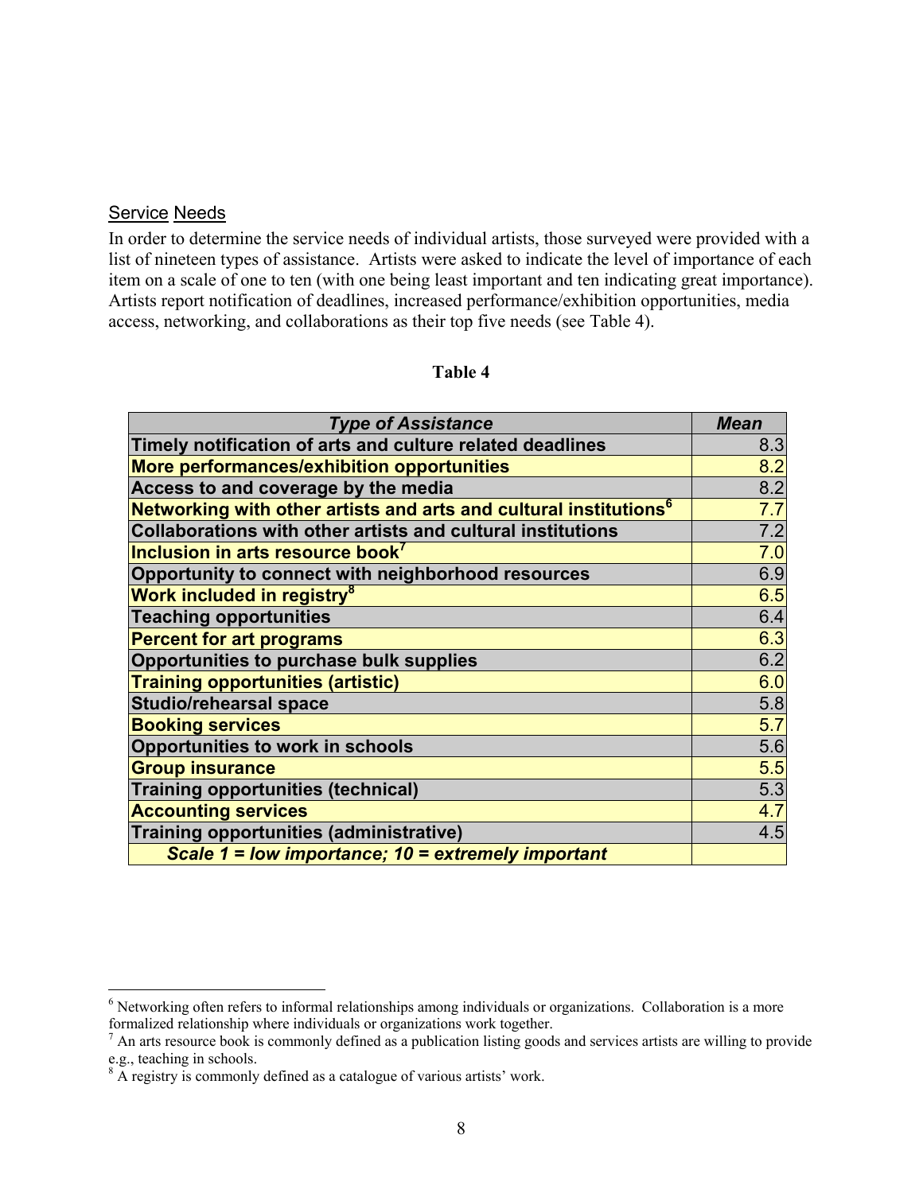## Service Needs

In order to determine the service needs of individual artists, those surveyed were provided with a list of nineteen types of assistance. Artists were asked to indicate the level of importance of each item on a scale of one to ten (with one being least important and ten indicating great importance). Artists report notification of deadlines, increased performance/exhibition opportunities, media access, networking, and collaborations as their top five needs (see Table 4).

**Table 4**

| *Type of Assistance* | *Mean* |
|---|---|
| Timely notification of arts and culture related deadlines | 8.3 |
| More performances/exhibition opportunities | 8.2 |
| Access to and coverage by the media | 8.2 |
| Networking with other artists and arts and cultural institutions[6] | 7.7 |
| Collaborations with other artists and cultural institutions | 7.2 |
| Inclusion in arts resource book[7] | 7.0 |
| Opportunity to connect with neighborhood resources | 6.9 |
| Work included in registry[8] | 6.5 |
| Teaching opportunities | 6.4 |
| Percent for art programs | 6.3 |
| Opportunities to purchase bulk supplies | 6.2 |
| Training opportunities (artistic) | 6.0 |
| Studio/rehearsal space | 5.8 |
| Booking services | 5.7 |
| Opportunities to work in schools | 5.6 |
| Group insurance | 5.5 |
| Training opportunities (technical) | 5.3 |
| Accounting services | 4.7 |
| Training opportunities (administrative) | 4.5 |
| *Scale 1 = low importance; 10 = extremely important* | |

---

[6] Networking often refers to informal relationships among individuals or organizations. Collaboration is a more formalized relationship where individuals or organizations work together.

[7] An arts resource book is commonly defined as a publication listing goods and services artists are willing to provide e.g., teaching in schools.

[8] A registry is commonly defined as a catalogue of various artists' work.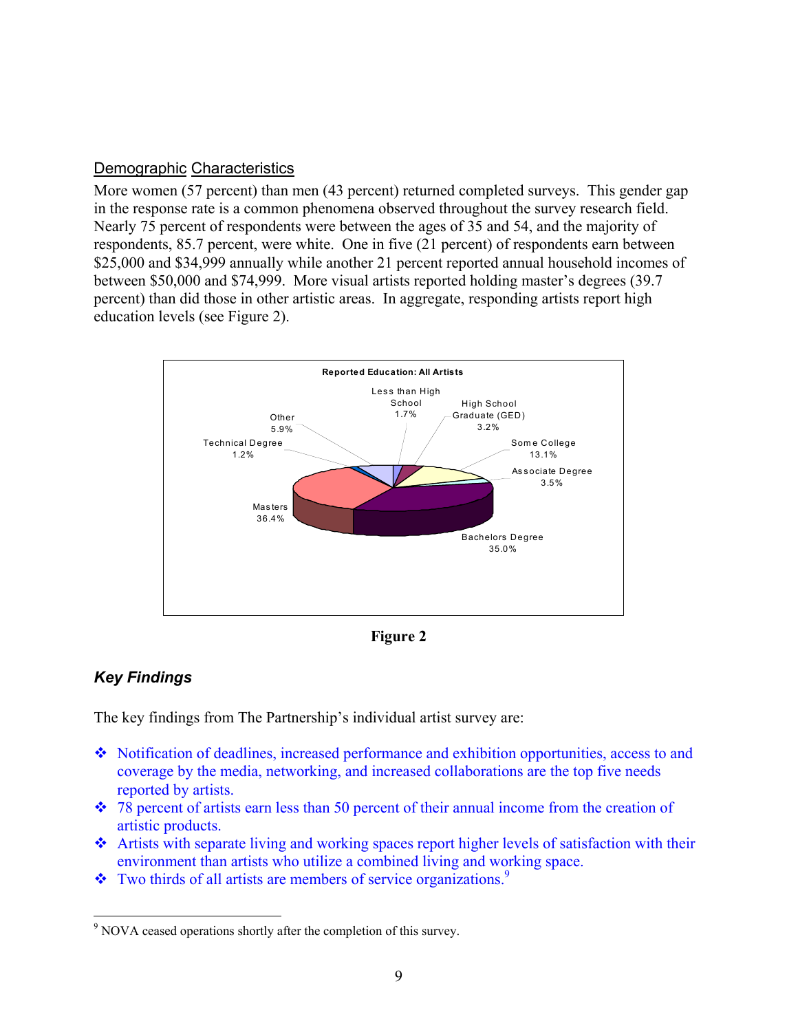## Demographic Characteristics

More women (57 percent) than men (43 percent) returned completed surveys. This gender gap in the response rate is a common phenomena observed throughout the survey research field. Nearly 75 percent of respondents were between the ages of 35 and 54, and the majority of respondents, 85.7 percent, were white. One in five (21 percent) of respondents earn between $25,000 and $34,999 annually while another 21 percent reported annual household incomes of between $50,000 and $74,999. More visual artists reported holding master's degrees (39.7 percent) than did those in other artistic areas. In aggregate, responding artists report high education levels (see Figure 2).

**Reported Education: All Artists**

| Education | Percent |
| --- | --- |
| Less than High School | 1.7% |
| High School Graduate (GED) | 3.2% |
| Some College | 13.1% |
| Associate Degree | 3.5% |
| Bachelors Degree | 35.0% |
| Masters | 36.4% |
| Technical Degree | 1.2% |
| Other | 5.9% |

**Figure 2**

## *Key Findings*

The key findings from The Partnership's individual artist survey are:

- Notification of deadlines, increased performance and exhibition opportunities, access to and coverage by the media, networking, and increased collaborations are the top five needs reported by artists.
- 78 percent of artists earn less than 50 percent of their annual income from the creation of artistic products.
- Artists with separate living and working spaces report higher levels of satisfaction with their environment than artists who utilize a combined living and working space.
- Two thirds of all artists are members of service organizations.[9]

[9] NOVA ceased operations shortly after the completion of this survey.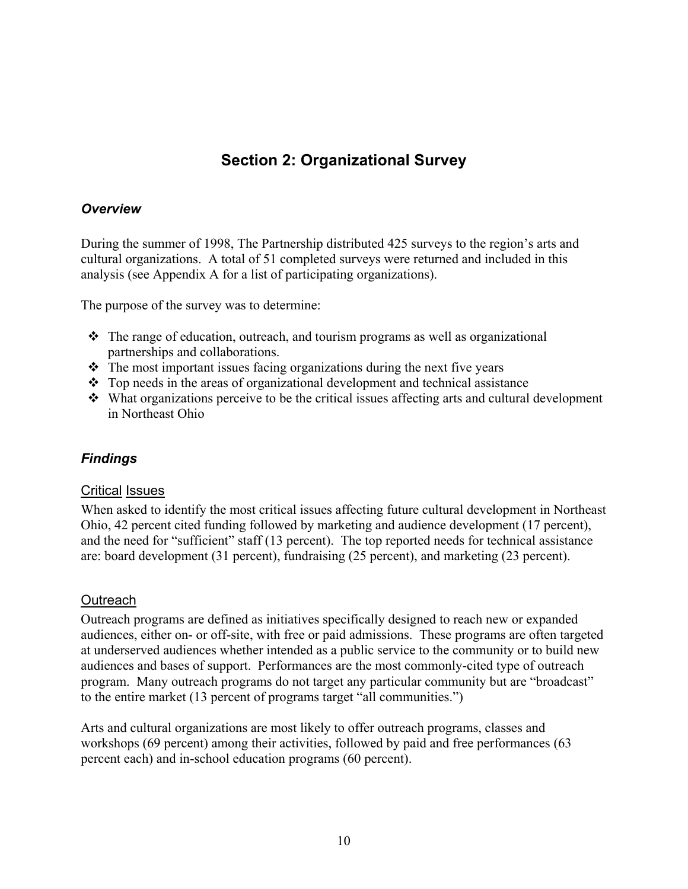## Section 2: Organizational Survey

### *Overview*

During the summer of 1998, The Partnership distributed 425 surveys to the region's arts and cultural organizations. A total of 51 completed surveys were returned and included in this analysis (see Appendix A for a list of participating organizations).

The purpose of the survey was to determine:

- The range of education, outreach, and tourism programs as well as organizational partnerships and collaborations.
- The most important issues facing organizations during the next five years
- Top needs in the areas of organizational development and technical assistance
- What organizations perceive to be the critical issues affecting arts and cultural development in Northeast Ohio

### *Findings*

#### Critical Issues

When asked to identify the most critical issues affecting future cultural development in Northeast Ohio, 42 percent cited funding followed by marketing and audience development (17 percent), and the need for "sufficient" staff (13 percent). The top reported needs for technical assistance are: board development (31 percent), fundraising (25 percent), and marketing (23 percent).

#### Outreach

Outreach programs are defined as initiatives specifically designed to reach new or expanded audiences, either on- or off-site, with free or paid admissions. These programs are often targeted at underserved audiences whether intended as a public service to the community or to build new audiences and bases of support. Performances are the most commonly-cited type of outreach program. Many outreach programs do not target any particular community but are "broadcast" to the entire market (13 percent of programs target "all communities.")

Arts and cultural organizations are most likely to offer outreach programs, classes and workshops (69 percent) among their activities, followed by paid and free performances (63 percent each) and in-school education programs (60 percent).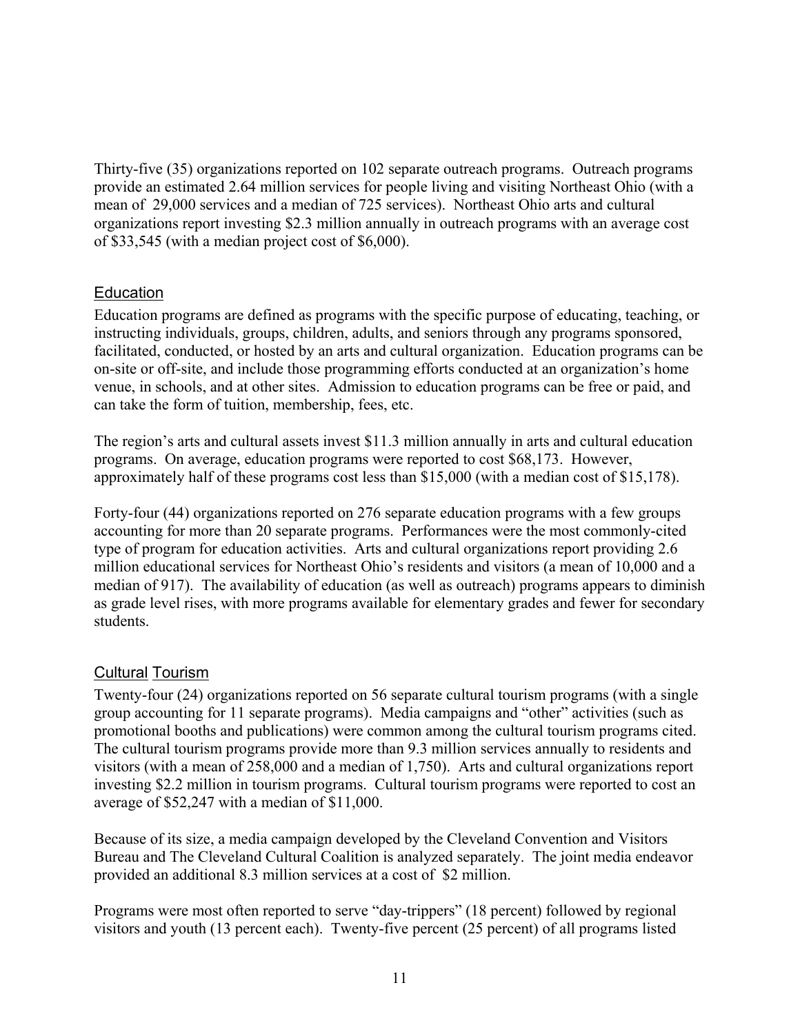Thirty-five (35) organizations reported on 102 separate outreach programs. Outreach programs provide an estimated 2.64 million services for people living and visiting Northeast Ohio (with a mean of 29,000 services and a median of 725 services). Northeast Ohio arts and cultural organizations report investing $2.3 million annually in outreach programs with an average cost of $33,545 (with a median project cost of $6,000).

## Education

Education programs are defined as programs with the specific purpose of educating, teaching, or instructing individuals, groups, children, adults, and seniors through any programs sponsored, facilitated, conducted, or hosted by an arts and cultural organization. Education programs can be on-site or off-site, and include those programming efforts conducted at an organization's home venue, in schools, and at other sites. Admission to education programs can be free or paid, and can take the form of tuition, membership, fees, etc.

The region's arts and cultural assets invest $11.3 million annually in arts and cultural education programs. On average, education programs were reported to cost $68,173. However, approximately half of these programs cost less than $15,000 (with a median cost of $15,178).

Forty-four (44) organizations reported on 276 separate education programs with a few groups accounting for more than 20 separate programs. Performances were the most commonly-cited type of program for education activities. Arts and cultural organizations report providing 2.6 million educational services for Northeast Ohio's residents and visitors (a mean of 10,000 and a median of 917). The availability of education (as well as outreach) programs appears to diminish as grade level rises, with more programs available for elementary grades and fewer for secondary students.

## Cultural Tourism

Twenty-four (24) organizations reported on 56 separate cultural tourism programs (with a single group accounting for 11 separate programs). Media campaigns and "other" activities (such as promotional booths and publications) were common among the cultural tourism programs cited. The cultural tourism programs provide more than 9.3 million services annually to residents and visitors (with a mean of 258,000 and a median of 1,750). Arts and cultural organizations report investing $2.2 million in tourism programs. Cultural tourism programs were reported to cost an average of $52,247 with a median of $11,000.

Because of its size, a media campaign developed by the Cleveland Convention and Visitors Bureau and The Cleveland Cultural Coalition is analyzed separately. The joint media endeavor provided an additional 8.3 million services at a cost of $2 million.

Programs were most often reported to serve "day-trippers" (18 percent) followed by regional visitors and youth (13 percent each). Twenty-five percent (25 percent) of all programs listed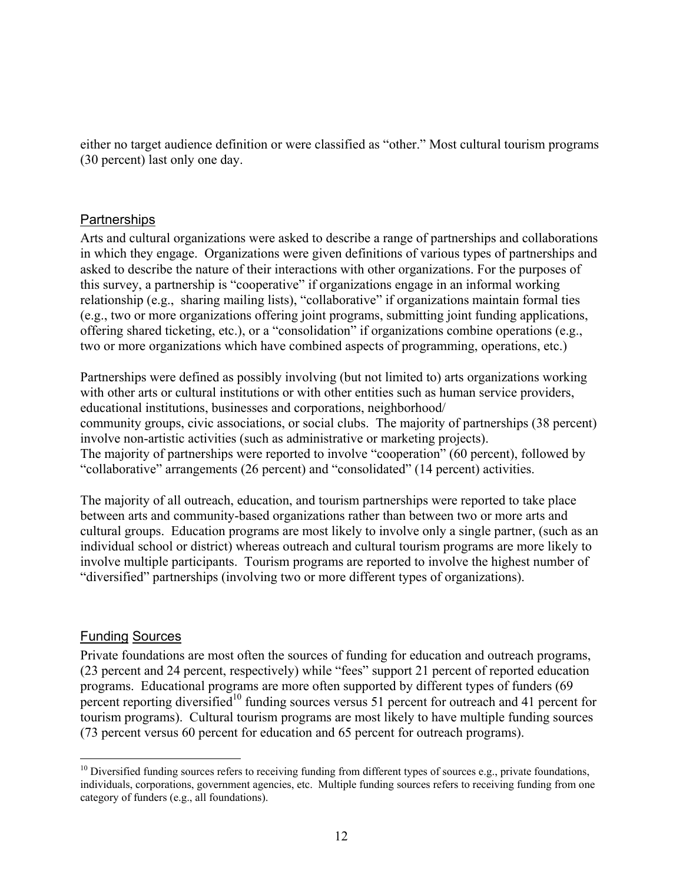either no target audience definition or were classified as "other." Most cultural tourism programs (30 percent) last only one day.

## Partnerships

Arts and cultural organizations were asked to describe a range of partnerships and collaborations in which they engage. Organizations were given definitions of various types of partnerships and asked to describe the nature of their interactions with other organizations. For the purposes of this survey, a partnership is "cooperative" if organizations engage in an informal working relationship (e.g., sharing mailing lists), "collaborative" if organizations maintain formal ties (e.g., two or more organizations offering joint programs, submitting joint funding applications, offering shared ticketing, etc.), or a "consolidation" if organizations combine operations (e.g., two or more organizations which have combined aspects of programming, operations, etc.)

Partnerships were defined as possibly involving (but not limited to) arts organizations working with other arts or cultural institutions or with other entities such as human service providers, educational institutions, businesses and corporations, neighborhood/community groups, civic associations, or social clubs. The majority of partnerships (38 percent) involve non-artistic activities (such as administrative or marketing projects). The majority of partnerships were reported to involve "cooperation" (60 percent), followed by "collaborative" arrangements (26 percent) and "consolidated" (14 percent) activities.

The majority of all outreach, education, and tourism partnerships were reported to take place between arts and community-based organizations rather than between two or more arts and cultural groups. Education programs are most likely to involve only a single partner, (such as an individual school or district) whereas outreach and cultural tourism programs are more likely to involve multiple participants. Tourism programs are reported to involve the highest number of "diversified" partnerships (involving two or more different types of organizations).

## Funding Sources

Private foundations are most often the sources of funding for education and outreach programs, (23 percent and 24 percent, respectively) while "fees" support 21 percent of reported education programs. Educational programs are more often supported by different types of funders (69 percent reporting diversified[10] funding sources versus 51 percent for outreach and 41 percent for tourism programs). Cultural tourism programs are most likely to have multiple funding sources (73 percent versus 60 percent for education and 65 percent for outreach programs).

[10] Diversified funding sources refers to receiving funding from different types of sources e.g., private foundations, individuals, corporations, government agencies, etc. Multiple funding sources refers to receiving funding from one category of funders (e.g., all foundations).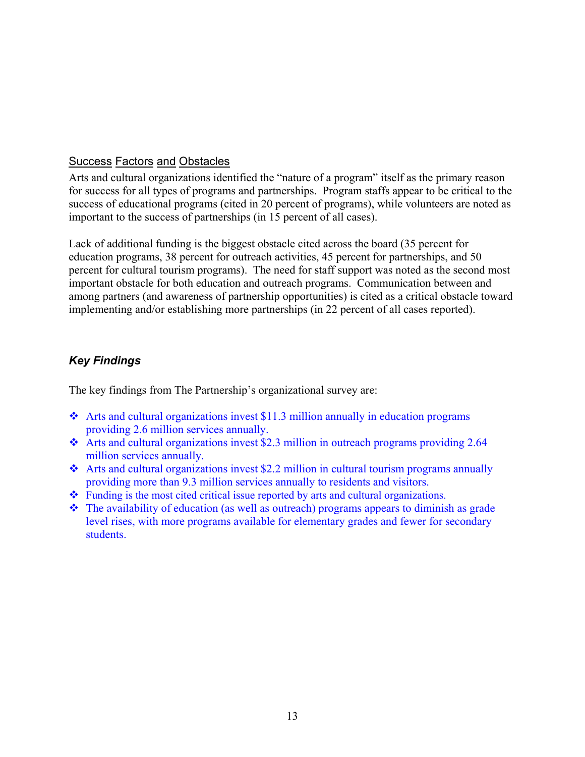### Success Factors and Obstacles

Arts and cultural organizations identified the "nature of a program" itself as the primary reason for success for all types of programs and partnerships. Program staffs appear to be critical to the success of educational programs (cited in 20 percent of programs), while volunteers are noted as important to the success of partnerships (in 15 percent of all cases).

Lack of additional funding is the biggest obstacle cited across the board (35 percent for education programs, 38 percent for outreach activities, 45 percent for partnerships, and 50 percent for cultural tourism programs). The need for staff support was noted as the second most important obstacle for both education and outreach programs. Communication between and among partners (and awareness of partnership opportunities) is cited as a critical obstacle toward implementing and/or establishing more partnerships (in 22 percent of all cases reported).

## *Key Findings*

The key findings from The Partnership's organizational survey are:

- Arts and cultural organizations invest $11.3 million annually in education programs providing 2.6 million services annually.
- Arts and cultural organizations invest $2.3 million in outreach programs providing 2.64 million services annually.
- Arts and cultural organizations invest $2.2 million in cultural tourism programs annually providing more than 9.3 million services annually to residents and visitors.
- Funding is the most cited critical issue reported by arts and cultural organizations.
- The availability of education (as well as outreach) programs appears to diminish as grade level rises, with more programs available for elementary grades and fewer for secondary students.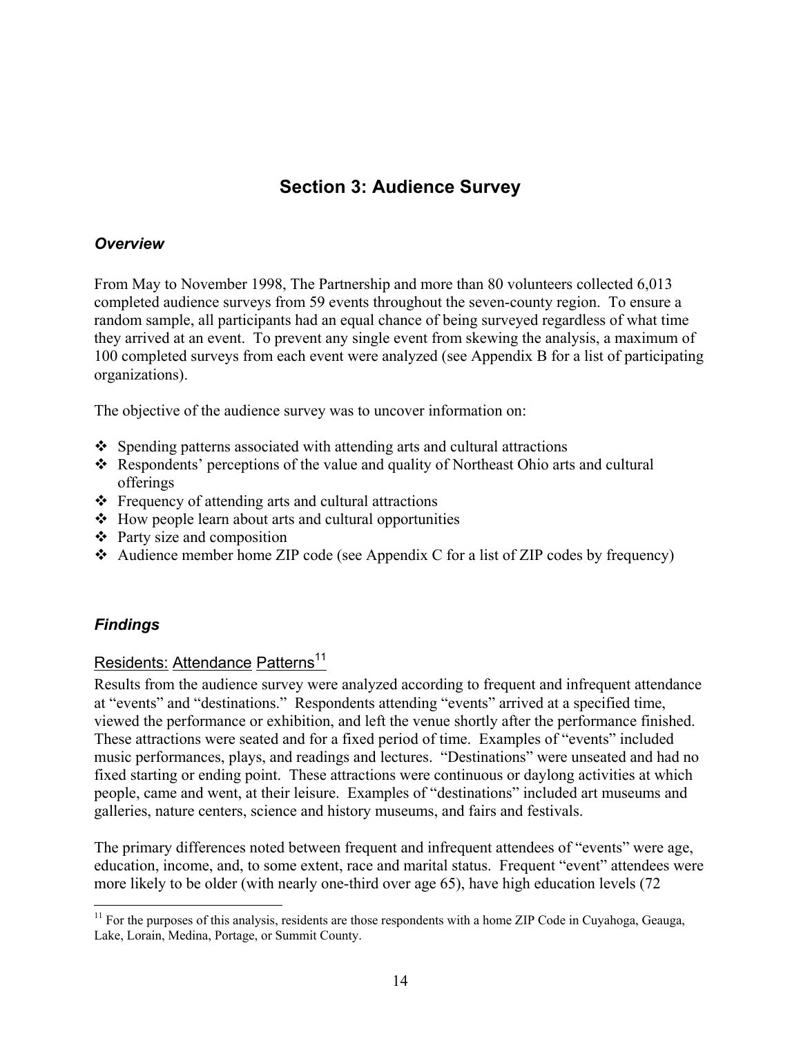# Section 3: Audience Survey

### *Overview*

From May to November 1998, The Partnership and more than 80 volunteers collected 6,013 completed audience surveys from 59 events throughout the seven-county region. To ensure a random sample, all participants had an equal chance of being surveyed regardless of what time they arrived at an event. To prevent any single event from skewing the analysis, a maximum of 100 completed surveys from each event were analyzed (see Appendix B for a list of participating organizations).

The objective of the audience survey was to uncover information on:

- Spending patterns associated with attending arts and cultural attractions
- Respondents' perceptions of the value and quality of Northeast Ohio arts and cultural offerings
- Frequency of attending arts and cultural attractions
- How people learn about arts and cultural opportunities
- Party size and composition
- Audience member home ZIP code (see Appendix C for a list of ZIP codes by frequency)

### *Findings*

#### Residents: Attendance Patterns[11]

Results from the audience survey were analyzed according to frequent and infrequent attendance at "events" and "destinations." Respondents attending "events" arrived at a specified time, viewed the performance or exhibition, and left the venue shortly after the performance finished. These attractions were seated and for a fixed period of time. Examples of "events" included music performances, plays, and readings and lectures. "Destinations" were unseated and had no fixed starting or ending point. These attractions were continuous or daylong activities at which people, came and went, at their leisure. Examples of "destinations" included art museums and galleries, nature centers, science and history museums, and fairs and festivals.

The primary differences noted between frequent and infrequent attendees of "events" were age, education, income, and, to some extent, race and marital status. Frequent "event" attendees were more likely to be older (with nearly one-third over age 65), have high education levels (72

[11] For the purposes of this analysis, residents are those respondents with a home ZIP Code in Cuyahoga, Geauga, Lake, Lorain, Medina, Portage, or Summit County.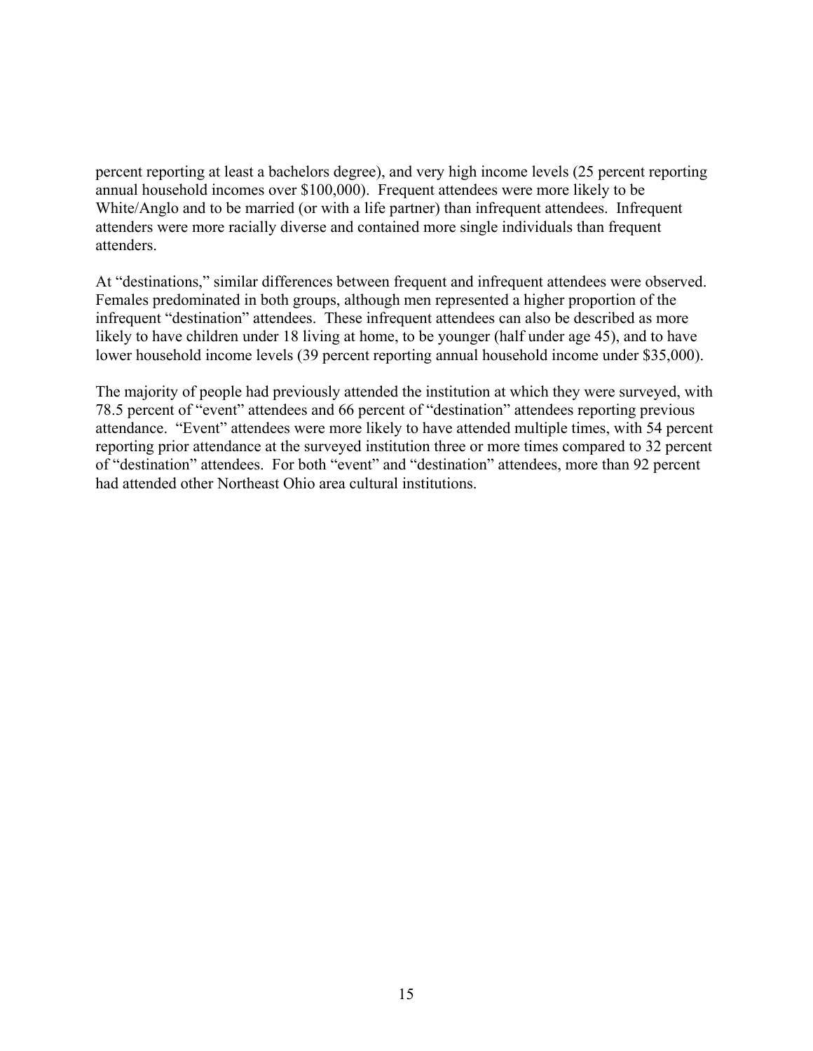percent reporting at least a bachelors degree), and very high income levels (25 percent reporting annual household incomes over $100,000). Frequent attendees were more likely to be White/Anglo and to be married (or with a life partner) than infrequent attendees. Infrequent attenders were more racially diverse and contained more single individuals than frequent attenders.

At "destinations," similar differences between frequent and infrequent attendees were observed. Females predominated in both groups, although men represented a higher proportion of the infrequent "destination" attendees. These infrequent attendees can also be described as more likely to have children under 18 living at home, to be younger (half under age 45), and to have lower household income levels (39 percent reporting annual household income under $35,000).

The majority of people had previously attended the institution at which they were surveyed, with 78.5 percent of "event" attendees and 66 percent of "destination" attendees reporting previous attendance. "Event" attendees were more likely to have attended multiple times, with 54 percent reporting prior attendance at the surveyed institution three or more times compared to 32 percent of "destination" attendees. For both "event" and "destination" attendees, more than 92 percent had attended other Northeast Ohio area cultural institutions.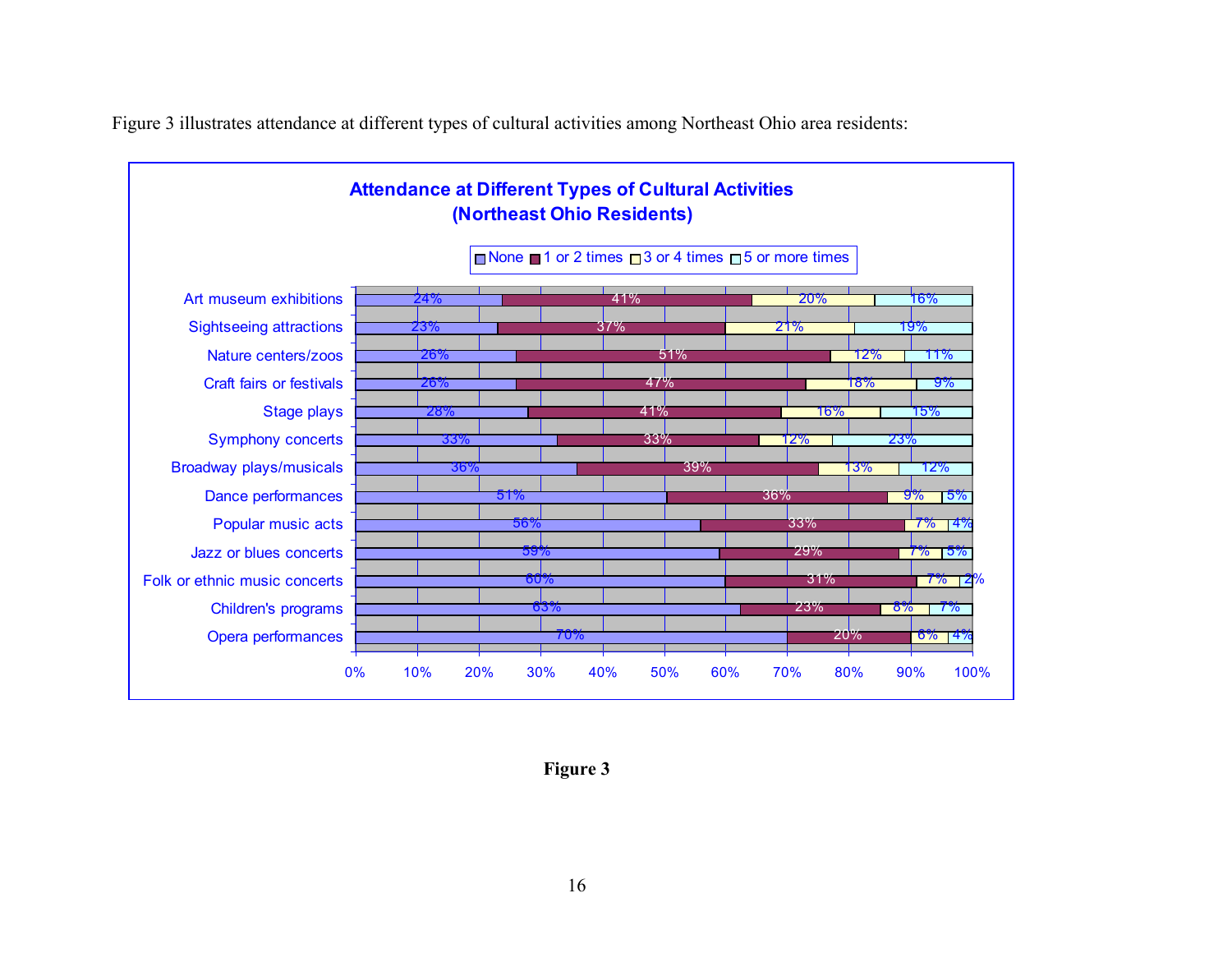Figure 3 illustrates attendance at different types of cultural activities among Northeast Ohio area residents:

**Attendance at Different Types of Cultural Activities (Northeast Ohio Residents)**

| Activity | None | 1 or 2 times | 3 or 4 times | 5 or more times |
|---|---|---|---|---|
| Art museum exhibitions | 24% | 41% | 20% | 16% |
| Sightseeing attractions | 23% | 37% | 21% | 19% |
| Nature centers/zoos | 26% | 51% | 12% | 11% |
| Craft fairs or festivals | 26% | 47% | 18% | 9% |
| Stage plays | 28% | 41% | 16% | 15% |
| Symphony concerts | 33% | 33% | 12% | 23% |
| Broadway plays/musicals | 36% | 39% | 13% | 12% |
| Dance performances | 51% | 36% | 9% | 5% |
| Popular music acts | 56% | 33% | 7% | 4% |
| Jazz or blues concerts | 59% | 29% | 7% | 5% |
| Folk or ethnic music concerts | 60% | 31% | 7% | 2% |
| Children's programs | 63% | 23% | 8% | 7% |
| Opera performances | 70% | 20% | 6% | 4% |

**Figure 3**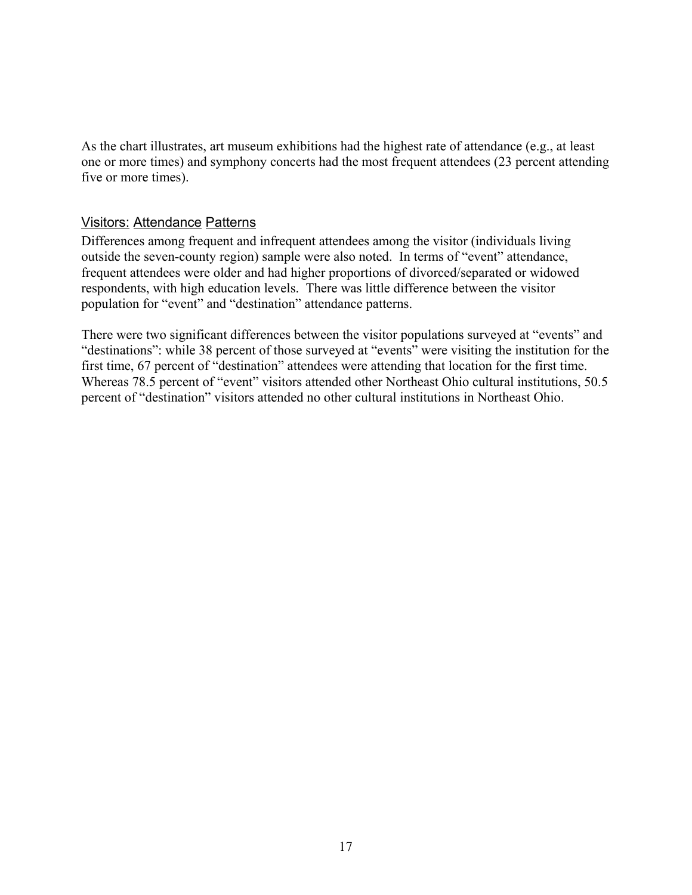As the chart illustrates, art museum exhibitions had the highest rate of attendance (e.g., at least one or more times) and symphony concerts had the most frequent attendees (23 percent attending five or more times).

### Visitors: Attendance Patterns

Differences among frequent and infrequent attendees among the visitor (individuals living outside the seven-county region) sample were also noted. In terms of "event" attendance, frequent attendees were older and had higher proportions of divorced/separated or widowed respondents, with high education levels. There was little difference between the visitor population for "event" and "destination" attendance patterns.

There were two significant differences between the visitor populations surveyed at "events" and "destinations": while 38 percent of those surveyed at "events" were visiting the institution for the first time, 67 percent of "destination" attendees were attending that location for the first time. Whereas 78.5 percent of "event" visitors attended other Northeast Ohio cultural institutions, 50.5 percent of "destination" visitors attended no other cultural institutions in Northeast Ohio.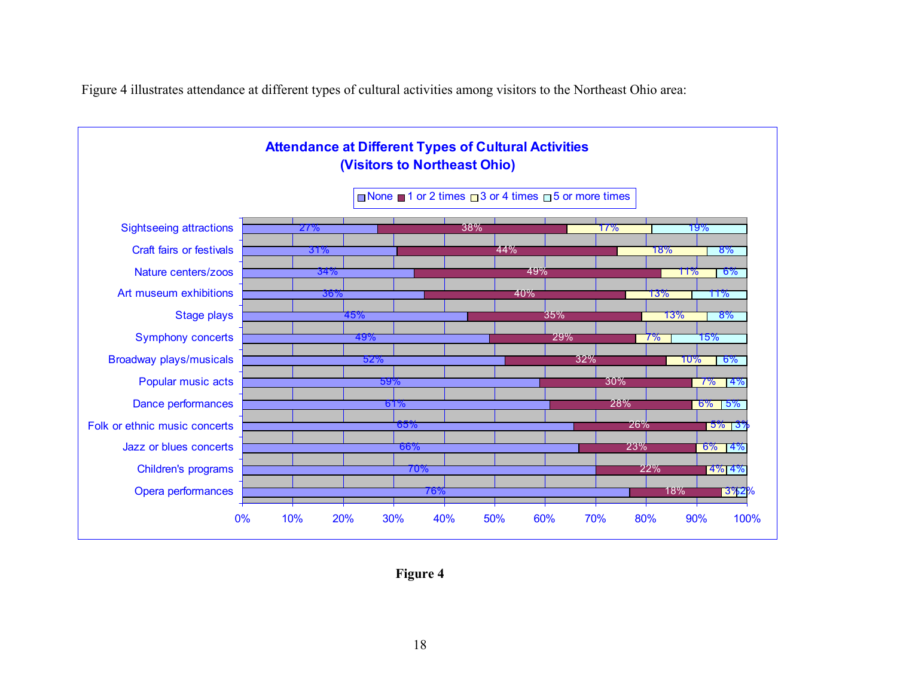Figure 4 illustrates attendance at different types of cultural activities among visitors to the Northeast Ohio area:

**Attendance at Different Types of Cultural Activities (Visitors to Northeast Ohio)**

| Activity | None | 1 or 2 times | 3 or 4 times | 5 or more times |
|---|---|---|---|---|
| Sightseeing attractions | 27% | 38% | 17% | 19% |
| Craft fairs or festivals | 31% | 44% | 18% | 8% |
| Nature centers/zoos | 34% | 49% | 11% | 6% |
| Art museum exhibitions | 36% | 40% | 13% | 11% |
| Stage plays | 45% | 35% | 13% | 8% |
| Symphony concerts | 49% | 29% | 7% | 15% |
| Broadway plays/musicals | 52% | 32% | 10% | 6% |
| Popular music acts | 59% | 30% | 7% | 4% |
| Dance performances | 61% | 28% | 6% | 5% |
| Folk or ethnic music concerts | 65% | 26% | 5% | 3% |
| Jazz or blues concerts | 66% | 23% | 6% | 4% |
| Children's programs | 70% | 22% | 4% | 4% |
| Opera performances | 76% | 18% | 3% | 2% |

**Figure 4**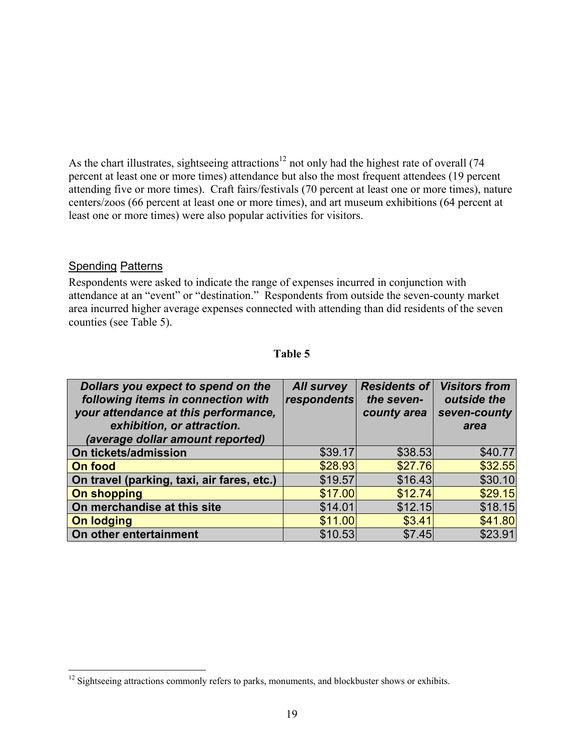As the chart illustrates, sightseeing attractions[12] not only had the highest rate of overall (74 percent at least one or more times) attendance but also the most frequent attendees (19 percent attending five or more times). Craft fairs/festivals (70 percent at least one or more times), nature centers/zoos (66 percent at least one or more times), and art museum exhibitions (64 percent at least one or more times) were also popular activities for visitors.

## Spending Patterns

Respondents were asked to indicate the range of expenses incurred in conjunction with attendance at an "event" or "destination." Respondents from outside the seven-county market area incurred higher average expenses connected with attending than did residents of the seven counties (see Table 5).

**Table 5**

| ***Dollars you expect to spend on the following items in connection with your attendance at this performance, exhibition, or attraction. (average dollar amount reported)*** | ***All survey respondents*** | ***Residents of the seven-county area*** | ***Visitors from outside the seven-county area*** |
|---|---|---|---|
| **On tickets/admission** | $39.17 | $38.53 | $40.77 |
| **On food** | $28.93 | $27.76 | $32.55 |
| **On travel (parking, taxi, air fares, etc.)** | $19.57 | $16.43 | $30.10 |
| **On shopping** | $17.00 | $12.74 | $29.15 |
| **On merchandise at this site** | $14.01 | $12.15 | $18.15 |
| **On lodging** | $11.00 | $3.41 | $41.80 |
| **On other entertainment** | $10.53 | $7.45 | $23.91 |

[12] Sightseeing attractions commonly refers to parks, monuments, and blockbuster shows or exhibits.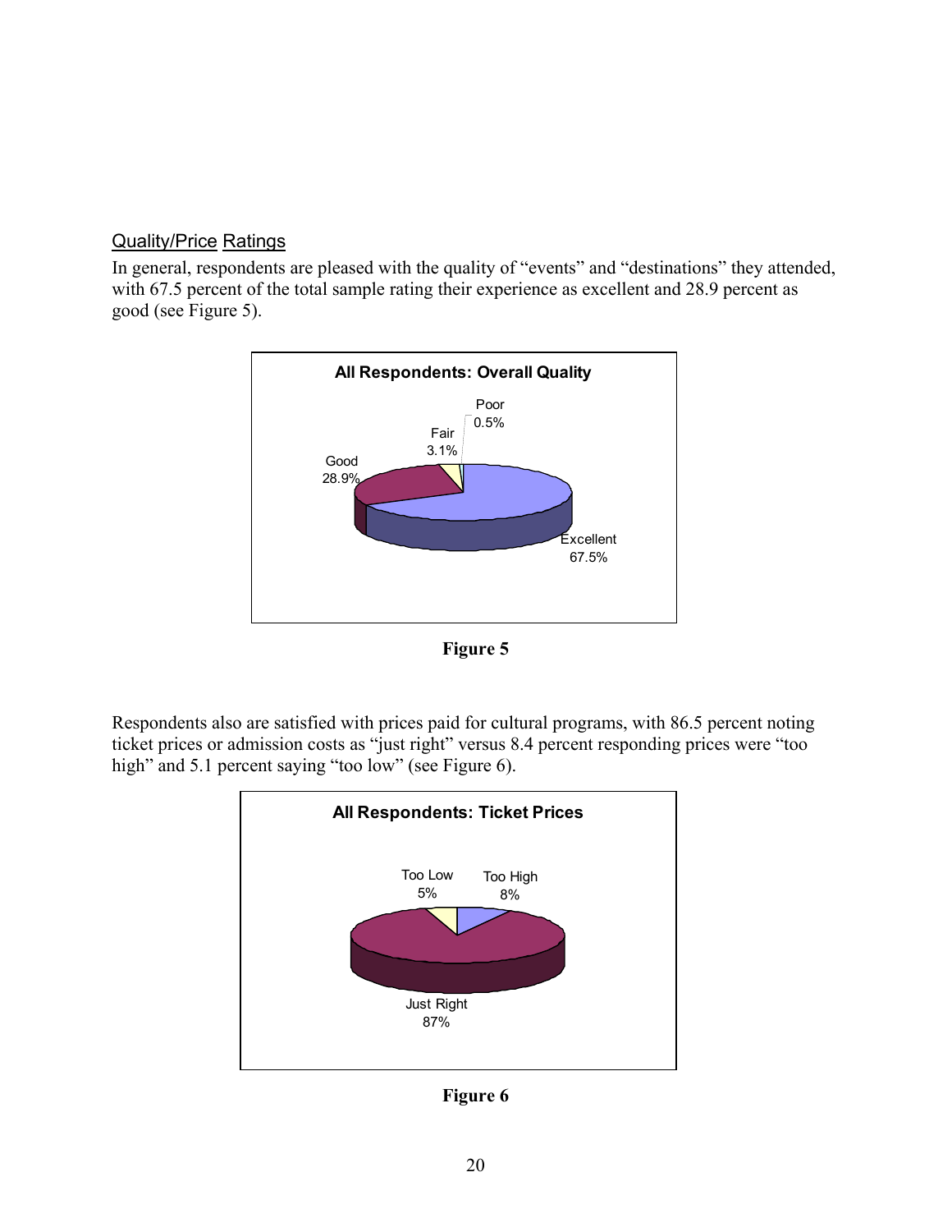Quality/Price Ratings

In general, respondents are pleased with the quality of "events" and "destinations" they attended, with 67.5 percent of the total sample rating their experience as excellent and 28.9 percent as good (see Figure 5).

**All Respondents: Overall Quality**

| Rating | Percent |
|---|---|
| Excellent | 67.5% |
| Good | 28.9% |
| Fair | 3.1% |
| Poor | 0.5% |

**Figure 5**

Respondents also are satisfied with prices paid for cultural programs, with 86.5 percent noting ticket prices or admission costs as "just right" versus 8.4 percent responding prices were "too high" and 5.1 percent saying "too low" (see Figure 6).

**All Respondents: Ticket Prices**

| Rating | Percent |
|---|---|
| Just Right | 87% |
| Too High | 8% |
| Too Low | 5% |

**Figure 6**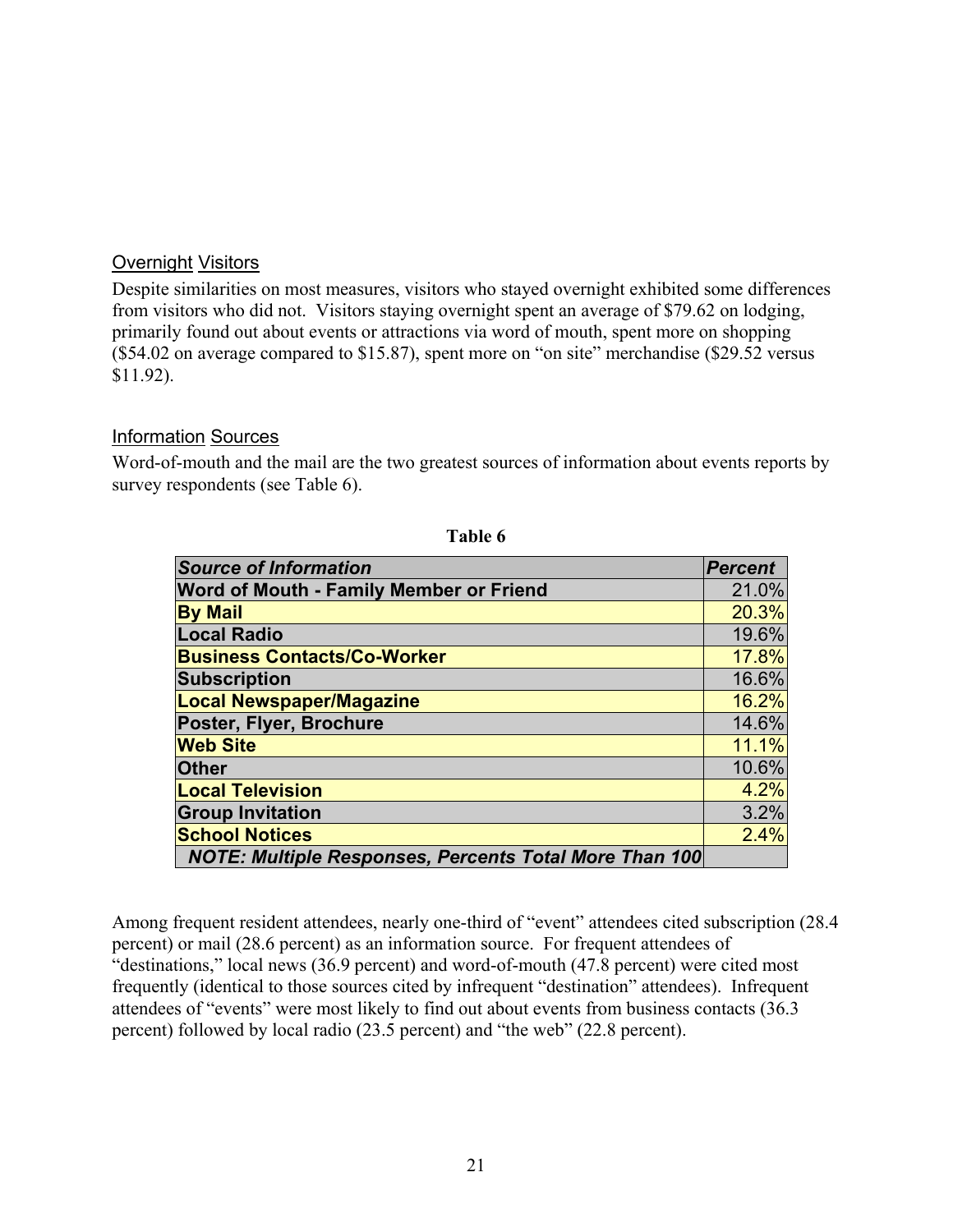## Overnight Visitors

Despite similarities on most measures, visitors who stayed overnight exhibited some differences from visitors who did not. Visitors staying overnight spent an average of $79.62 on lodging, primarily found out about events or attractions via word of mouth, spent more on shopping ($54.02 on average compared to $15.87), spent more on "on site" merchandise ($29.52 versus $11.92).

## Information Sources

Word-of-mouth and the mail are the two greatest sources of information about events reports by survey respondents (see Table 6).

**Table 6**

| *Source of Information* | *Percent* |
|---|---|
| **Word of Mouth - Family Member or Friend** | 21.0% |
| **By Mail** | 20.3% |
| **Local Radio** | 19.6% |
| **Business Contacts/Co-Worker** | 17.8% |
| **Subscription** | 16.6% |
| **Local Newspaper/Magazine** | 16.2% |
| **Poster, Flyer, Brochure** | 14.6% |
| **Web Site** | 11.1% |
| **Other** | 10.6% |
| **Local Television** | 4.2% |
| **Group Invitation** | 3.2% |
| **School Notices** | 2.4% |
| ***NOTE: Multiple Responses, Percents Total More Than 100*** | |

Among frequent resident attendees, nearly one-third of "event" attendees cited subscription (28.4 percent) or mail (28.6 percent) as an information source. For frequent attendees of "destinations," local news (36.9 percent) and word-of-mouth (47.8 percent) were cited most frequently (identical to those sources cited by infrequent "destination" attendees). Infrequent attendees of "events" were most likely to find out about events from business contacts (36.3 percent) followed by local radio (23.5 percent) and "the web" (22.8 percent).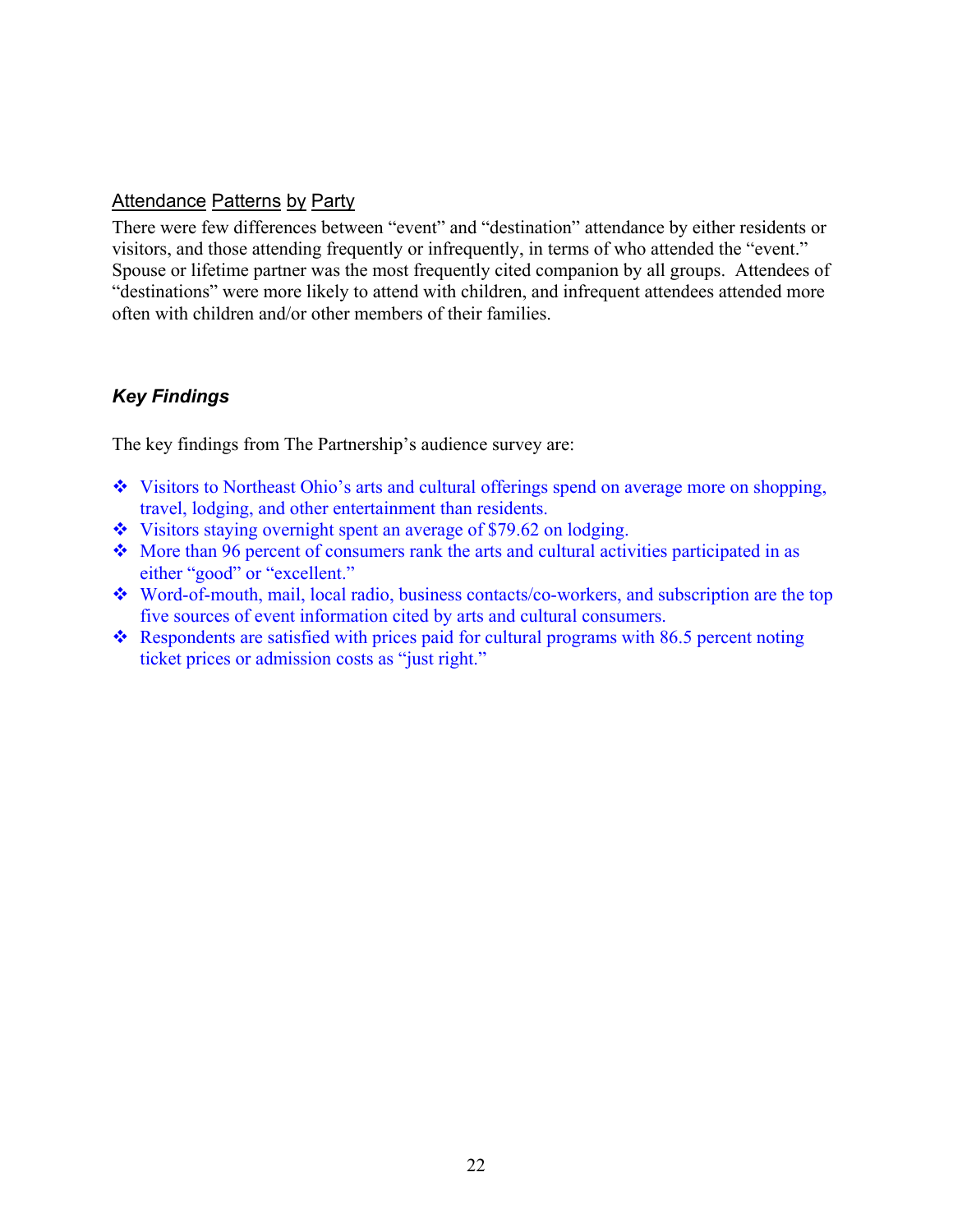### Attendance Patterns by Party

There were few differences between "event" and "destination" attendance by either residents or visitors, and those attending frequently or infrequently, in terms of who attended the "event." Spouse or lifetime partner was the most frequently cited companion by all groups. Attendees of "destinations" were more likely to attend with children, and infrequent attendees attended more often with children and/or other members of their families.

## *Key Findings*

The key findings from The Partnership's audience survey are:

- Visitors to Northeast Ohio's arts and cultural offerings spend on average more on shopping, travel, lodging, and other entertainment than residents.
- Visitors staying overnight spent an average of $79.62 on lodging.
- More than 96 percent of consumers rank the arts and cultural activities participated in as either "good" or "excellent."
- Word-of-mouth, mail, local radio, business contacts/co-workers, and subscription are the top five sources of event information cited by arts and cultural consumers.
- Respondents are satisfied with prices paid for cultural programs with 86.5 percent noting ticket prices or admission costs as "just right."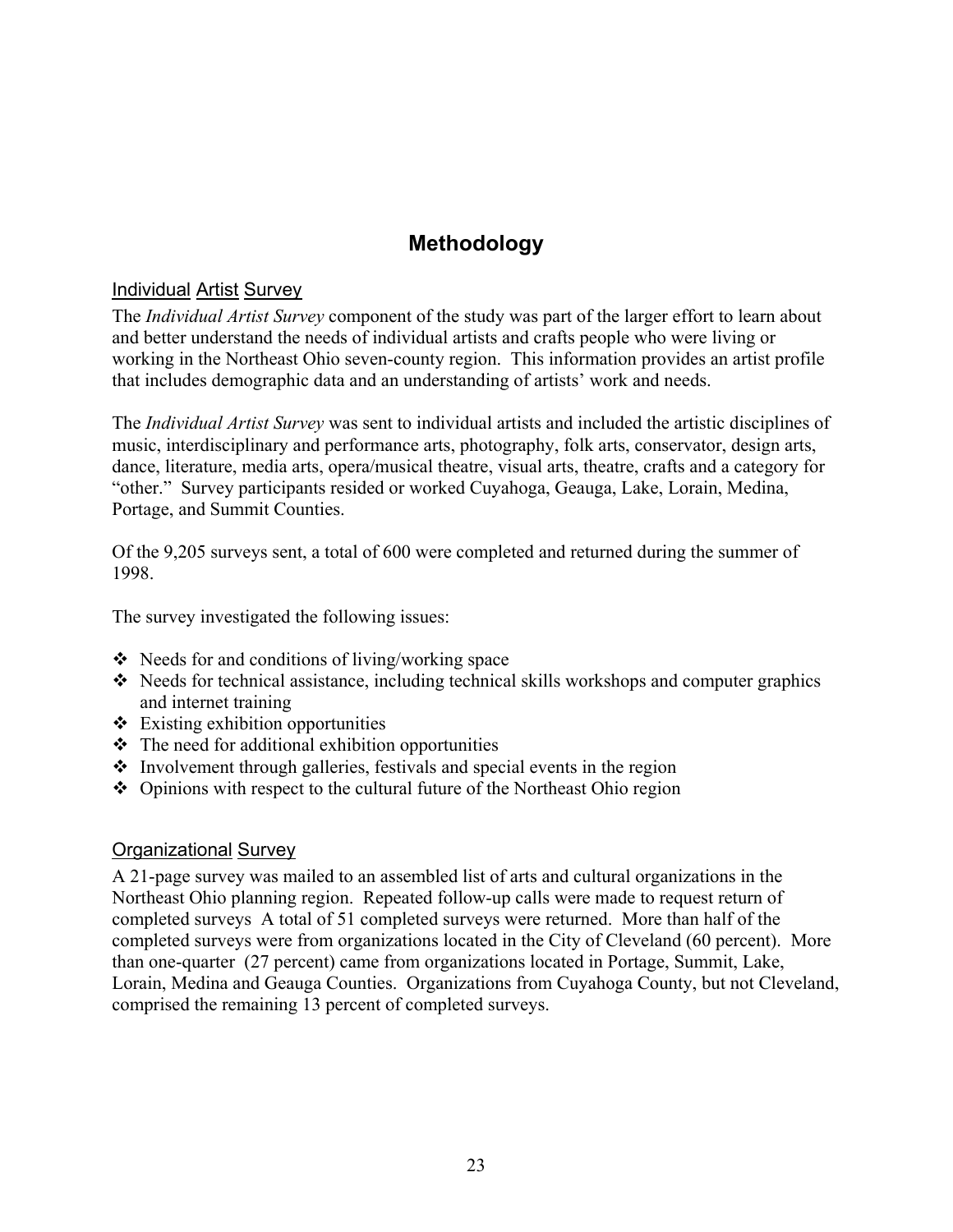# Methodology

## Individual Artist Survey

The *Individual Artist Survey* component of the study was part of the larger effort to learn about and better understand the needs of individual artists and crafts people who were living or working in the Northeast Ohio seven-county region. This information provides an artist profile that includes demographic data and an understanding of artists' work and needs.

The *Individual Artist Survey* was sent to individual artists and included the artistic disciplines of music, interdisciplinary and performance arts, photography, folk arts, conservator, design arts, dance, literature, media arts, opera/musical theatre, visual arts, theatre, crafts and a category for "other." Survey participants resided or worked Cuyahoga, Geauga, Lake, Lorain, Medina, Portage, and Summit Counties.

Of the 9,205 surveys sent, a total of 600 were completed and returned during the summer of 1998.

The survey investigated the following issues:

- Needs for and conditions of living/working space
- Needs for technical assistance, including technical skills workshops and computer graphics and internet training
- Existing exhibition opportunities
- The need for additional exhibition opportunities
- Involvement through galleries, festivals and special events in the region
- Opinions with respect to the cultural future of the Northeast Ohio region

## Organizational Survey

A 21-page survey was mailed to an assembled list of arts and cultural organizations in the Northeast Ohio planning region. Repeated follow-up calls were made to request return of completed surveys A total of 51 completed surveys were returned. More than half of the completed surveys were from organizations located in the City of Cleveland (60 percent). More than one-quarter (27 percent) came from organizations located in Portage, Summit, Lake, Lorain, Medina and Geauga Counties. Organizations from Cuyahoga County, but not Cleveland, comprised the remaining 13 percent of completed surveys.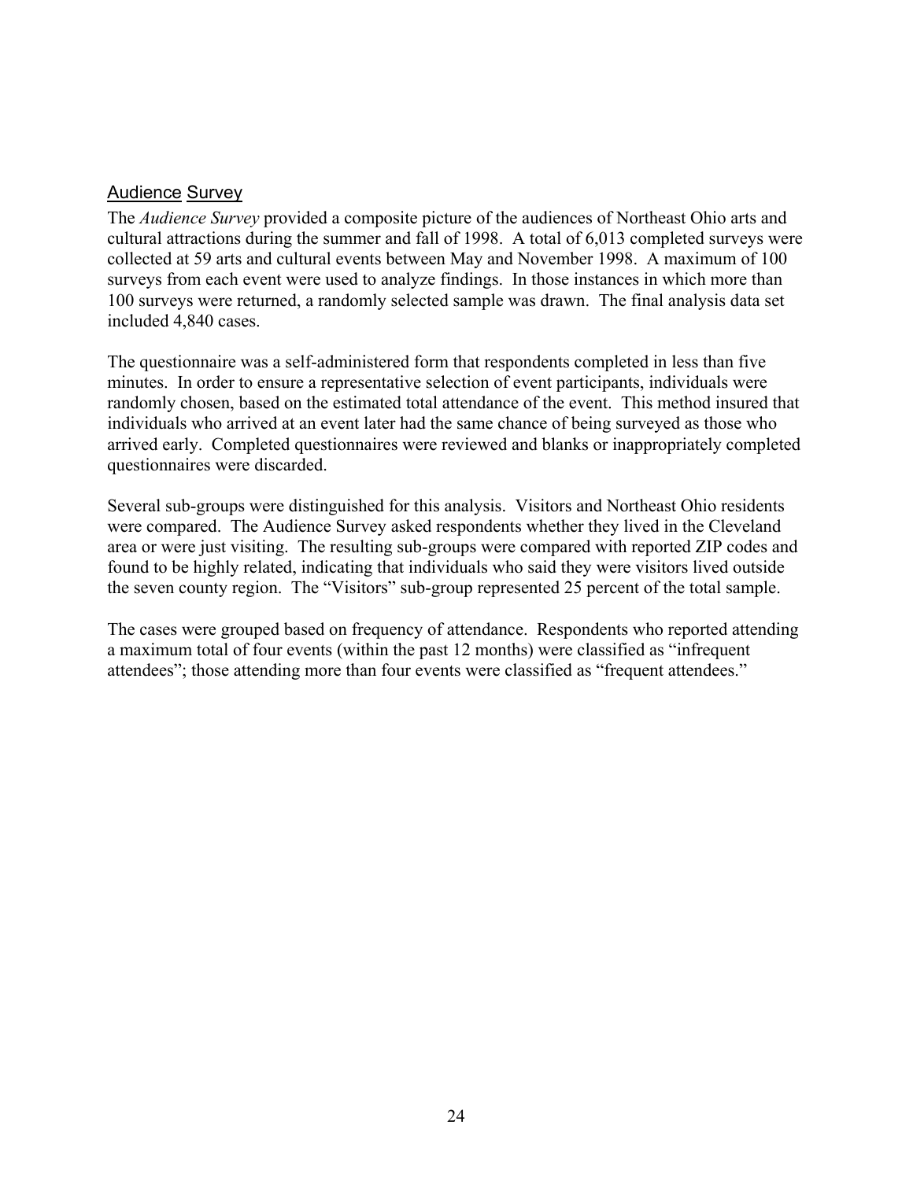## Audience Survey

The *Audience Survey* provided a composite picture of the audiences of Northeast Ohio arts and cultural attractions during the summer and fall of 1998. A total of 6,013 completed surveys were collected at 59 arts and cultural events between May and November 1998. A maximum of 100 surveys from each event were used to analyze findings. In those instances in which more than 100 surveys were returned, a randomly selected sample was drawn. The final analysis data set included 4,840 cases.

The questionnaire was a self-administered form that respondents completed in less than five minutes. In order to ensure a representative selection of event participants, individuals were randomly chosen, based on the estimated total attendance of the event. This method insured that individuals who arrived at an event later had the same chance of being surveyed as those who arrived early. Completed questionnaires were reviewed and blanks or inappropriately completed questionnaires were discarded.

Several sub-groups were distinguished for this analysis. Visitors and Northeast Ohio residents were compared. The Audience Survey asked respondents whether they lived in the Cleveland area or were just visiting. The resulting sub-groups were compared with reported ZIP codes and found to be highly related, indicating that individuals who said they were visitors lived outside the seven county region. The "Visitors" sub-group represented 25 percent of the total sample.

The cases were grouped based on frequency of attendance. Respondents who reported attending a maximum total of four events (within the past 12 months) were classified as "infrequent attendees"; those attending more than four events were classified as "frequent attendees."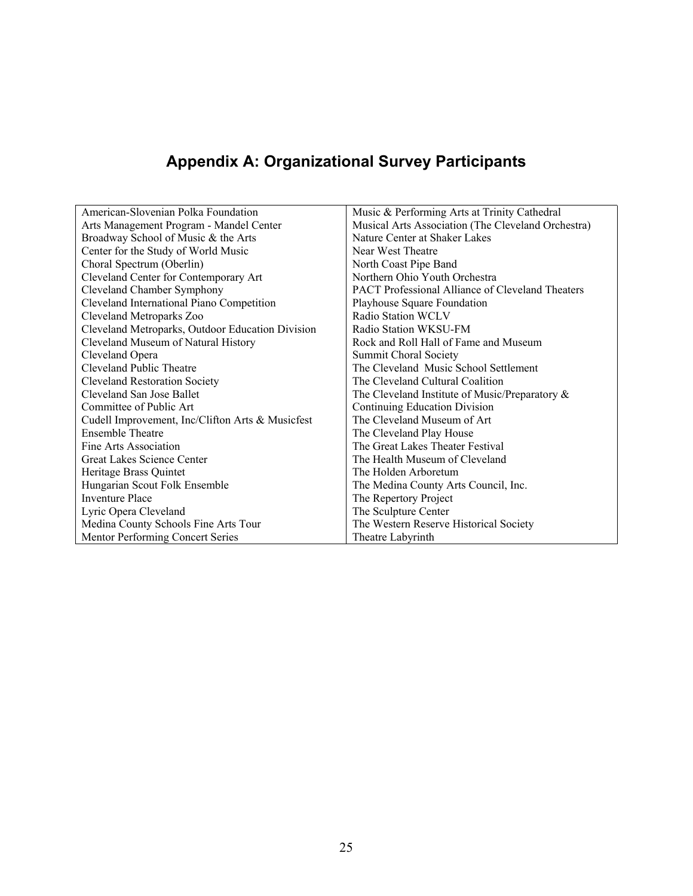# Appendix A: Organizational Survey Participants

| | |
|---|---|
| American-Slovenian Polka Foundation | Music & Performing Arts at Trinity Cathedral |
| Arts Management Program - Mandel Center | Musical Arts Association (The Cleveland Orchestra) |
| Broadway School of Music & the Arts | Nature Center at Shaker Lakes |
| Center for the Study of World Music | Near West Theatre |
| Choral Spectrum (Oberlin) | North Coast Pipe Band |
| Cleveland Center for Contemporary Art | Northern Ohio Youth Orchestra |
| Cleveland Chamber Symphony | PACT Professional Alliance of Cleveland Theaters |
| Cleveland International Piano Competition | Playhouse Square Foundation |
| Cleveland Metroparks Zoo | Radio Station WCLV |
| Cleveland Metroparks, Outdoor Education Division | Radio Station WKSU-FM |
| Cleveland Museum of Natural History | Rock and Roll Hall of Fame and Museum |
| Cleveland Opera | Summit Choral Society |
| Cleveland Public Theatre | The Cleveland Music School Settlement |
| Cleveland Restoration Society | The Cleveland Cultural Coalition |
| Cleveland San Jose Ballet | The Cleveland Institute of Music/Preparatory & |
| Committee of Public Art | Continuing Education Division |
| Cudell Improvement, Inc/Clifton Arts & Musicfest | The Cleveland Museum of Art |
| Ensemble Theatre | The Cleveland Play House |
| Fine Arts Association | The Great Lakes Theater Festival |
| Great Lakes Science Center | The Health Museum of Cleveland |
| Heritage Brass Quintet | The Holden Arboretum |
| Hungarian Scout Folk Ensemble | The Medina County Arts Council, Inc. |
| Inventure Place | The Repertory Project |
| Lyric Opera Cleveland | The Sculpture Center |
| Medina County Schools Fine Arts Tour | The Western Reserve Historical Society |
| Mentor Performing Concert Series | Theatre Labyrinth |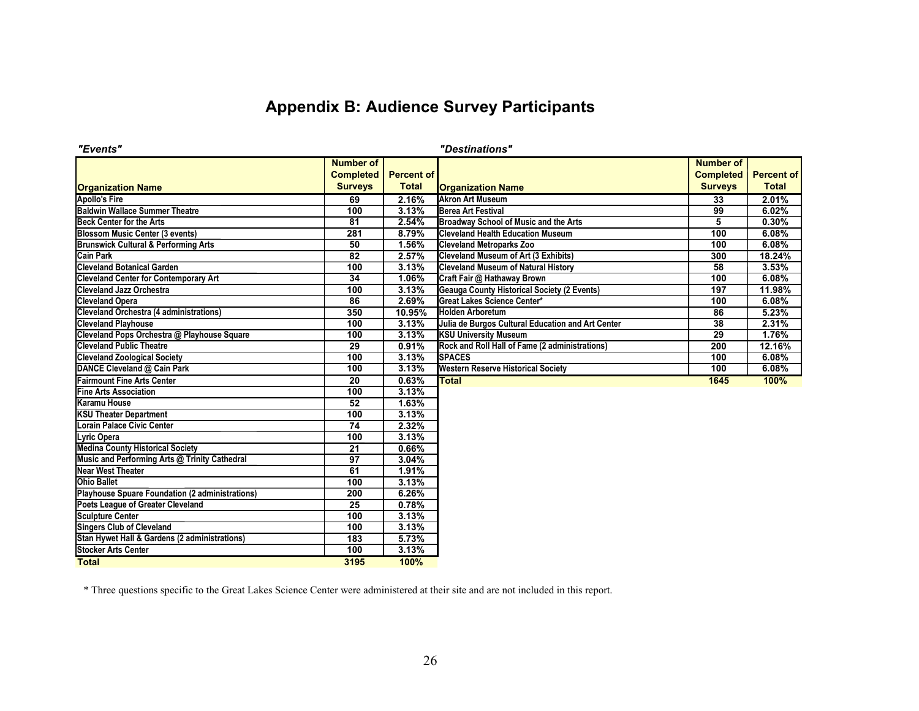# Appendix B: Audience Survey Participants

*"Events"*

| Organization Name | Number of Completed Surveys | Percent of Total |
|---|---|---|
| Apollo's Fire | 69 | 2.16% |
| Baldwin Wallace Summer Theatre | 100 | 3.13% |
| Beck Center for the Arts | 81 | 2.54% |
| Blossom Music Center (3 events) | 281 | 8.79% |
| Brunswick Cultural & Performing Arts | 50 | 1.56% |
| Cain Park | 82 | 2.57% |
| Cleveland Botanical Garden | 100 | 3.13% |
| Cleveland Center for Contemporary Art | 34 | 1.06% |
| Cleveland Jazz Orchestra | 100 | 3.13% |
| Cleveland Opera | 86 | 2.69% |
| Cleveland Orchestra (4 administrations) | 350 | 10.95% |
| Cleveland Playhouse | 100 | 3.13% |
| Cleveland Pops Orchestra @ Playhouse Square | 100 | 3.13% |
| Cleveland Public Theatre | 29 | 0.91% |
| Cleveland Zoological Society | 100 | 3.13% |
| DANCE Cleveland @ Cain Park | 100 | 3.13% |
| Fairmount Fine Arts Center | 20 | 0.63% |
| Fine Arts Association | 100 | 3.13% |
| Karamu House | 52 | 1.63% |
| KSU Theater Department | 100 | 3.13% |
| Lorain Palace Civic Center | 74 | 2.32% |
| Lyric Opera | 100 | 3.13% |
| Medina County Historical Society | 21 | 0.66% |
| Music and Performing Arts @ Trinity Cathedral | 97 | 3.04% |
| Near West Theater | 61 | 1.91% |
| Ohio Ballet | 100 | 3.13% |
| Playhouse Spuare Foundation (2 administrations) | 200 | 6.26% |
| Poets League of Greater Cleveland | 25 | 0.78% |
| Sculpture Center | 100 | 3.13% |
| Singers Club of Cleveland | 100 | 3.13% |
| Stan Hywet Hall & Gardens (2 administrations) | 183 | 5.73% |
| Stocker Arts Center | 100 | 3.13% |
| **Total** | **3195** | **100%** |

*"Destinations"*

| Organization Name | Number of Completed Surveys | Percent of Total |
|---|---|---|
| Akron Art Museum | 33 | 2.01% |
| Berea Art Festival | 99 | 6.02% |
| Broadway School of Music and the Arts | 5 | 0.30% |
| Cleveland Health Education Museum | 100 | 6.08% |
| Cleveland Metroparks Zoo | 100 | 6.08% |
| Cleveland Museum of Art (3 Exhibits) | 300 | 18.24% |
| Cleveland Museum of Natural History | 58 | 3.53% |
| Craft Fair @ Hathaway Brown | 100 | 6.08% |
| Geauga County Historical Society (2 Events) | 197 | 11.98% |
| Great Lakes Science Center* | 100 | 6.08% |
| Holden Arboretum | 86 | 5.23% |
| Julia de Burgos Cultural Education and Art Center | 38 | 2.31% |
| KSU University Museum | 29 | 1.76% |
| Rock and Roll Hall of Fame (2 administrations) | 200 | 12.16% |
| SPACES | 100 | 6.08% |
| Western Reserve Historical Society | 100 | 6.08% |
| **Total** | **1645** | **100%** |

* Three questions specific to the Great Lakes Science Center were administered at their site and are not included in this report.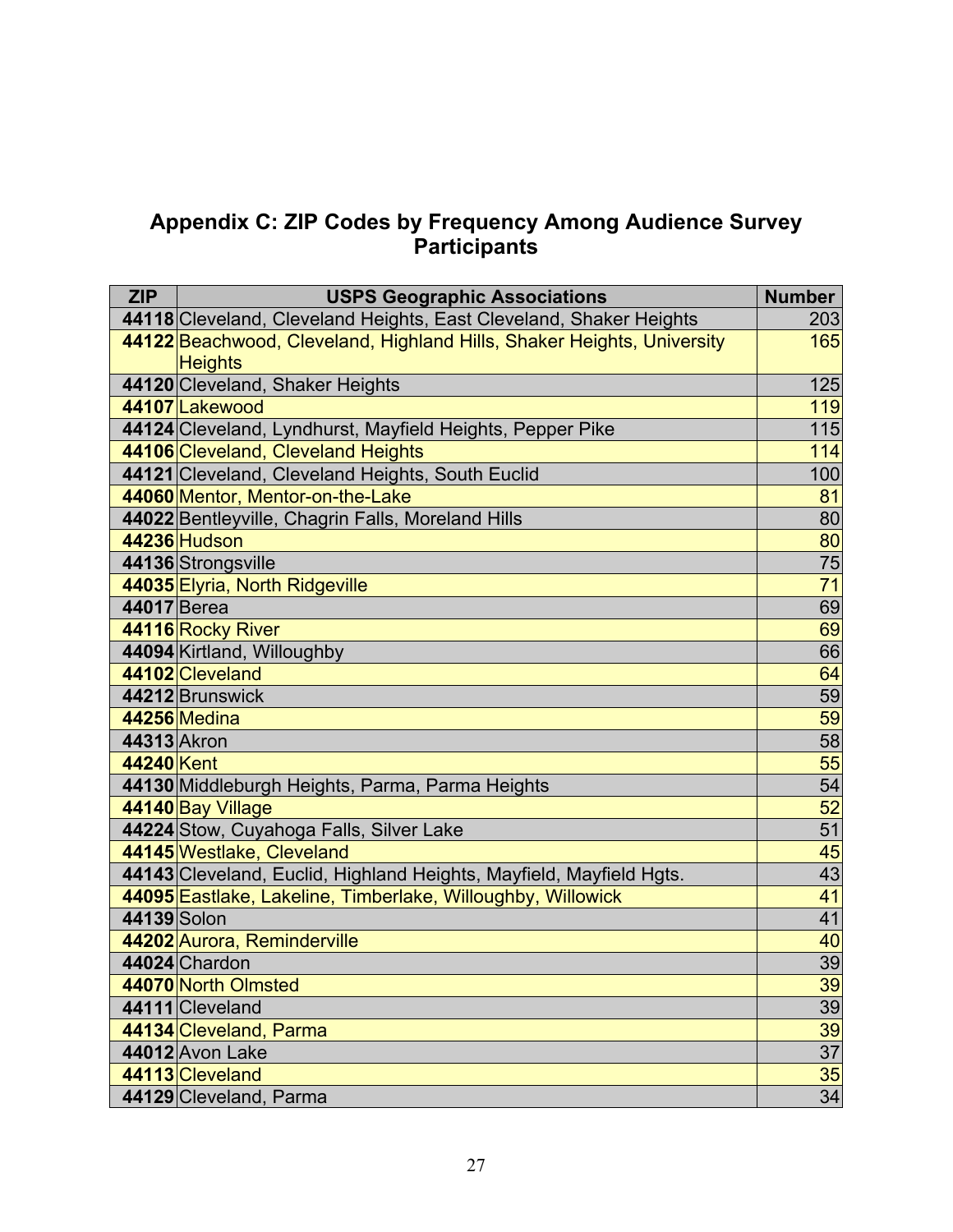## Appendix C: ZIP Codes by Frequency Among Audience Survey Participants

| ZIP | USPS Geographic Associations | Number |
|---|---|---|
| **44118** | Cleveland, Cleveland Heights, East Cleveland, Shaker Heights | 203 |
| **44122** | Beachwood, Cleveland, Highland Hills, Shaker Heights, University Heights | 165 |
| **44120** | Cleveland, Shaker Heights | 125 |
| **44107** | Lakewood | 119 |
| **44124** | Cleveland, Lyndhurst, Mayfield Heights, Pepper Pike | 115 |
| **44106** | Cleveland, Cleveland Heights | 114 |
| **44121** | Cleveland, Cleveland Heights, South Euclid | 100 |
| **44060** | Mentor, Mentor-on-the-Lake | 81 |
| **44022** | Bentleyville, Chagrin Falls, Moreland Hills | 80 |
| **44236** | Hudson | 80 |
| **44136** | Strongsville | 75 |
| **44035** | Elyria, North Ridgeville | 71 |
| **44017** | Berea | 69 |
| **44116** | Rocky River | 69 |
| **44094** | Kirtland, Willoughby | 66 |
| **44102** | Cleveland | 64 |
| **44212** | Brunswick | 59 |
| **44256** | Medina | 59 |
| **44313** | Akron | 58 |
| **44240** | Kent | 55 |
| **44130** | Middleburgh Heights, Parma, Parma Heights | 54 |
| **44140** | Bay Village | 52 |
| **44224** | Stow, Cuyahoga Falls, Silver Lake | 51 |
| **44145** | Westlake, Cleveland | 45 |
| **44143** | Cleveland, Euclid, Highland Heights, Mayfield, Mayfield Hgts. | 43 |
| **44095** | Eastlake, Lakeline, Timberlake, Willoughby, Willowick | 41 |
| **44139** | Solon | 41 |
| **44202** | Aurora, Reminderville | 40 |
| **44024** | Chardon | 39 |
| **44070** | North Olmsted | 39 |
| **44111** | Cleveland | 39 |
| **44134** | Cleveland, Parma | 39 |
| **44012** | Avon Lake | 37 |
| **44113** | Cleveland | 35 |
| **44129** | Cleveland, Parma | 34 |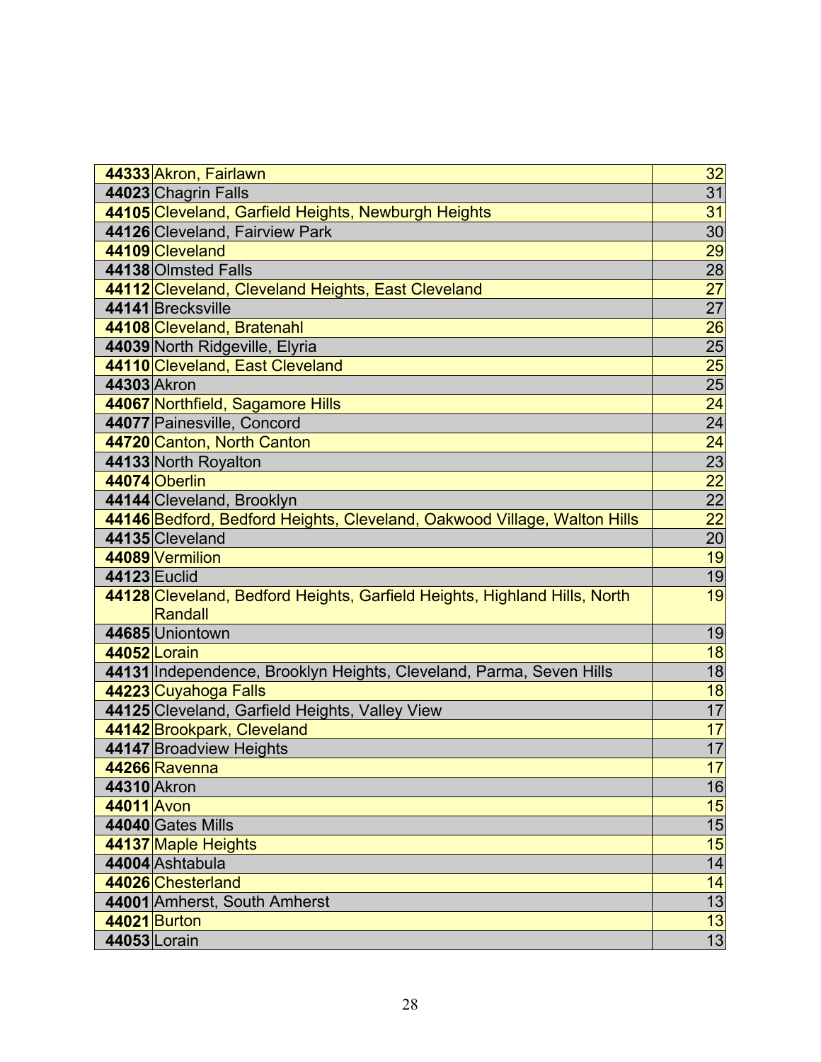| | | |
|---|---|---|
| **44333** | Akron, Fairlawn | 32 |
| **44023** | Chagrin Falls | 31 |
| **44105** | Cleveland, Garfield Heights, Newburgh Heights | 31 |
| **44126** | Cleveland, Fairview Park | 30 |
| **44109** | Cleveland | 29 |
| **44138** | Olmsted Falls | 28 |
| **44112** | Cleveland, Cleveland Heights, East Cleveland | 27 |
| **44141** | Brecksville | 27 |
| **44108** | Cleveland, Bratenahl | 26 |
| **44039** | North Ridgeville, Elyria | 25 |
| **44110** | Cleveland, East Cleveland | 25 |
| **44303** | Akron | 25 |
| **44067** | Northfield, Sagamore Hills | 24 |
| **44077** | Painesville, Concord | 24 |
| **44720** | Canton, North Canton | 24 |
| **44133** | North Royalton | 23 |
| **44074** | Oberlin | 22 |
| **44144** | Cleveland, Brooklyn | 22 |
| **44146** | Bedford, Bedford Heights, Cleveland, Oakwood Village, Walton Hills | 22 |
| **44135** | Cleveland | 20 |
| **44089** | Vermilion | 19 |
| **44123** | Euclid | 19 |
| **44128** | Cleveland, Bedford Heights, Garfield Heights, Highland Hills, North Randall | 19 |
| **44685** | Uniontown | 19 |
| **44052** | Lorain | 18 |
| **44131** | Independence, Brooklyn Heights, Cleveland, Parma, Seven Hills | 18 |
| **44223** | Cuyahoga Falls | 18 |
| **44125** | Cleveland, Garfield Heights, Valley View | 17 |
| **44142** | Brookpark, Cleveland | 17 |
| **44147** | Broadview Heights | 17 |
| **44266** | Ravenna | 17 |
| **44310** | Akron | 16 |
| **44011** | Avon | 15 |
| **44040** | Gates Mills | 15 |
| **44137** | Maple Heights | 15 |
| **44004** | Ashtabula | 14 |
| **44026** | Chesterland | 14 |
| **44001** | Amherst, South Amherst | 13 |
| **44021** | Burton | 13 |
| **44053** | Lorain | 13 |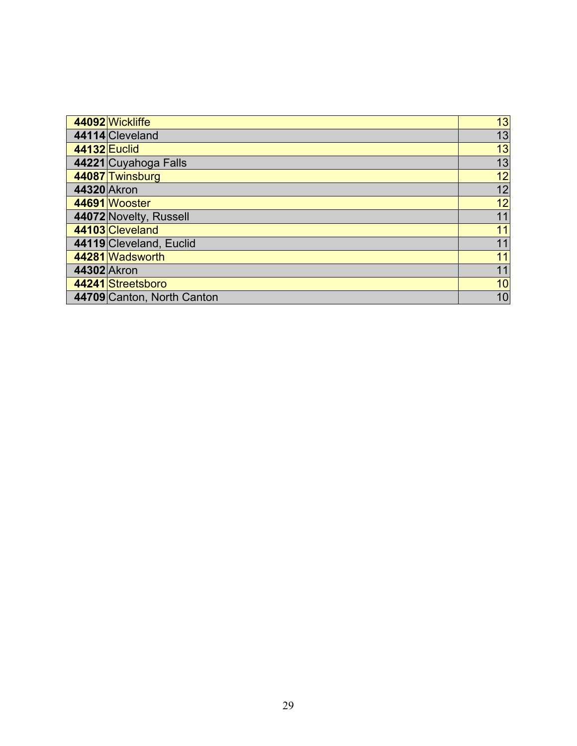| | | |
|---|---|---|
| **44092** | Wickliffe | 13 |
| **44114** | Cleveland | 13 |
| **44132** | Euclid | 13 |
| **44221** | Cuyahoga Falls | 13 |
| **44087** | Twinsburg | 12 |
| **44320** | Akron | 12 |
| **44691** | Wooster | 12 |
| **44072** | Novelty, Russell | 11 |
| **44103** | Cleveland | 11 |
| **44119** | Cleveland, Euclid | 11 |
| **44281** | Wadsworth | 11 |
| **44302** | Akron | 11 |
| **44241** | Streetsboro | 10 |
| **44709** | Canton, North Canton | 10 |